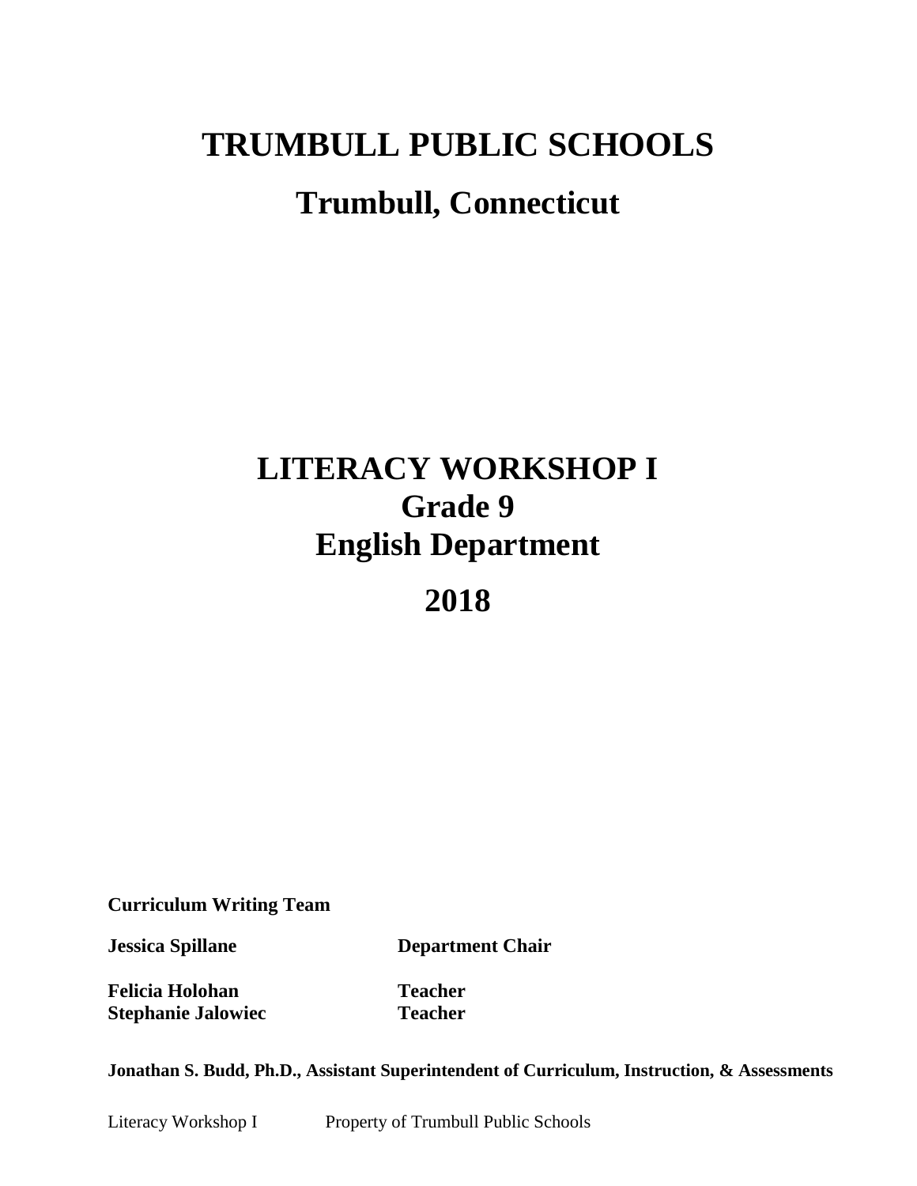# TRUMBULL PUBLIC SCHOOLS

## Trumbull, Connecticut

# LITERACY WORKSHOP I
## Grade 9
## English Department

## 2018

**Curriculum Writing Team**

| | |
|---|---|
| **Jessica Spillane** | **Department Chair** |
| **Felicia Holohan** | **Teacher** |
| **Stephanie Jalowiec** | **Teacher** |

**Jonathan S. Budd, Ph.D., Assistant Superintendent of Curriculum, Instruction, & Assessments**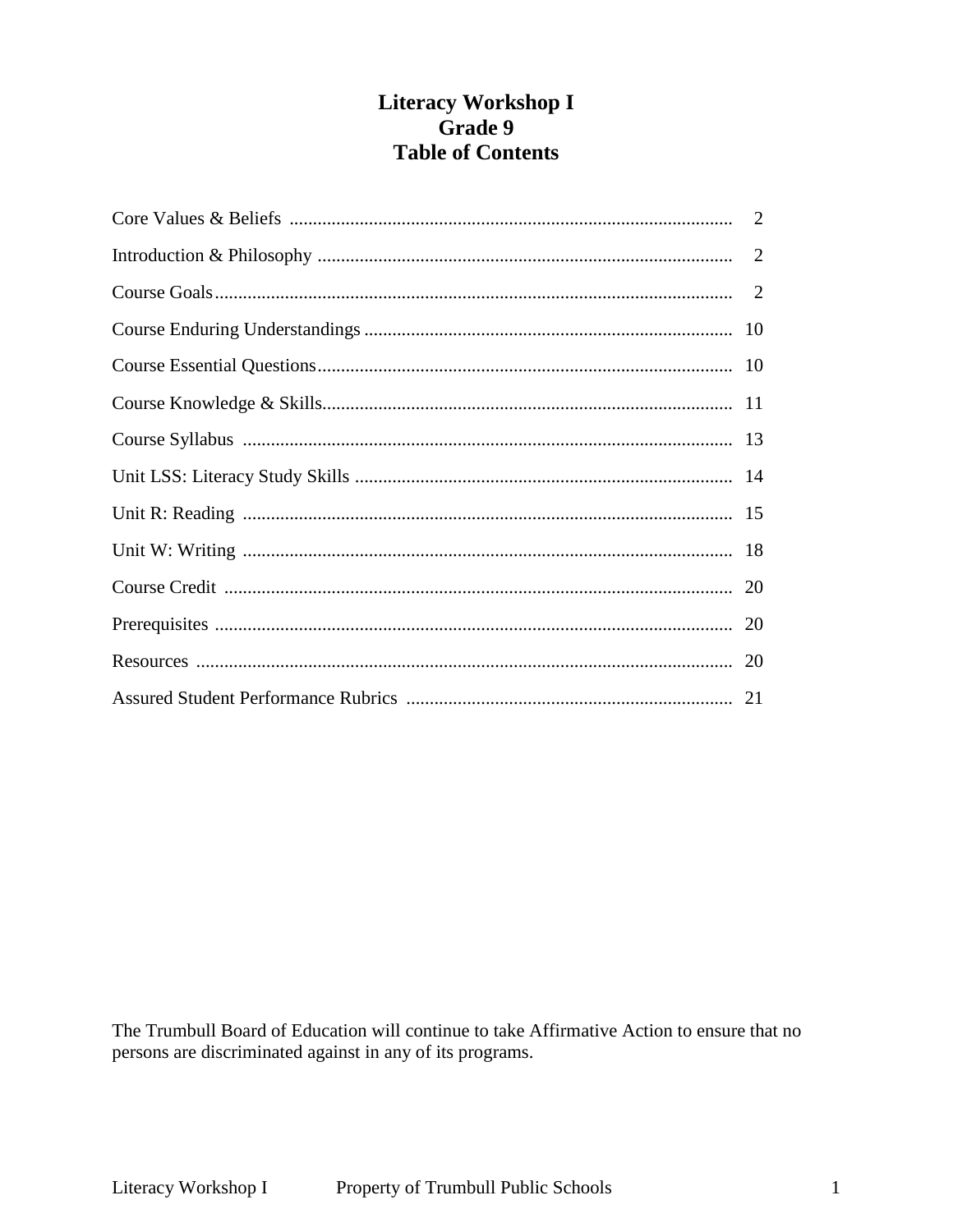# Literacy Workshop I
## Grade 9
## Table of Contents

| | |
|---|---|
| Core Values & Beliefs | 2 |
| Introduction & Philosophy | 2 |
| Course Goals | 2 |
| Course Enduring Understandings | 10 |
| Course Essential Questions | 10 |
| Course Knowledge & Skills | 11 |
| Course Syllabus | 13 |
| Unit LSS: Literacy Study Skills | 14 |
| Unit R: Reading | 15 |
| Unit W: Writing | 18 |
| Course Credit | 20 |
| Prerequisites | 20 |
| Resources | 20 |
| Assured Student Performance Rubrics | 21 |

The Trumbull Board of Education will continue to take Affirmative Action to ensure that no persons are discriminated against in any of its programs.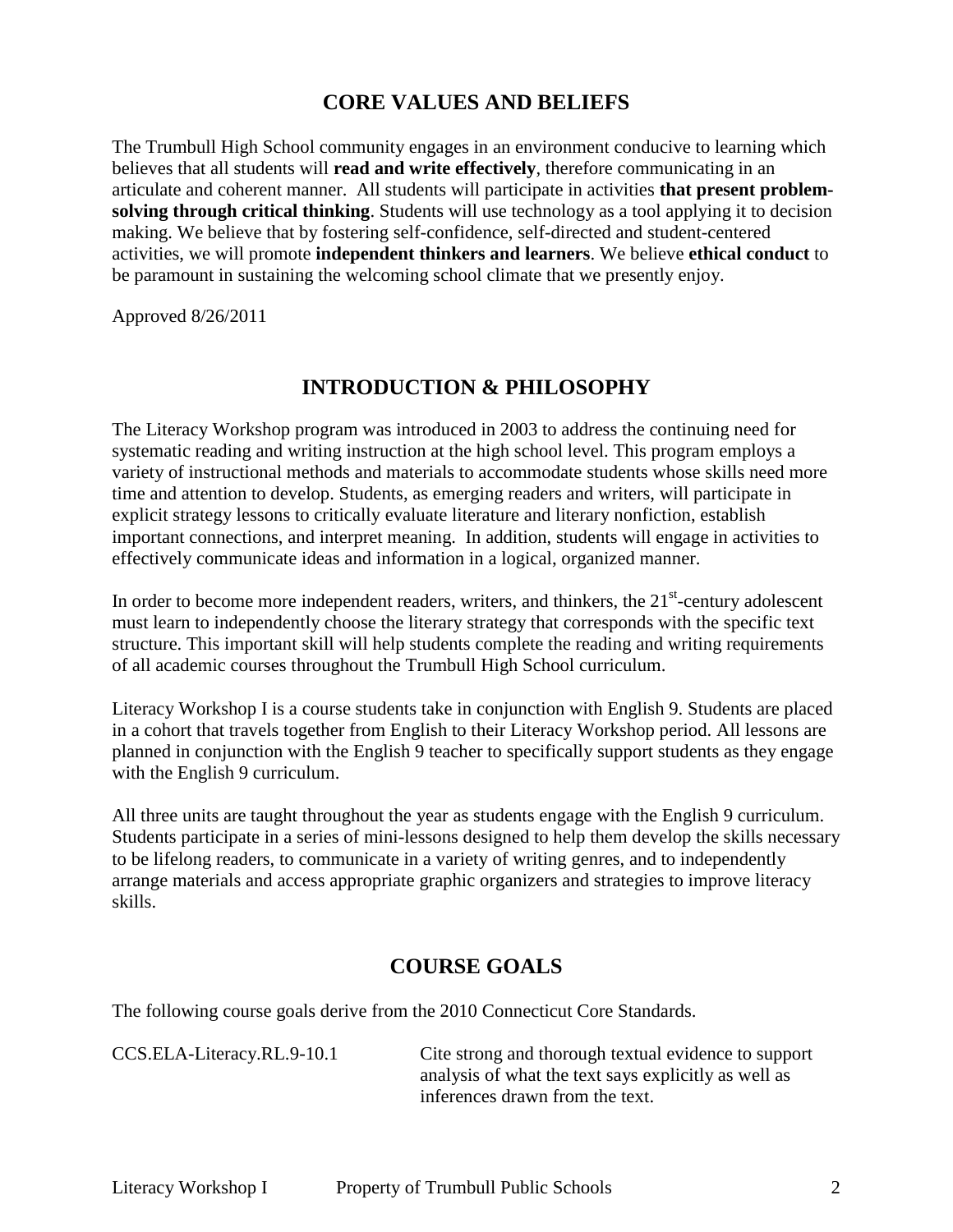## CORE VALUES AND BELIEFS

The Trumbull High School community engages in an environment conducive to learning which believes that all students will **read and write effectively**, therefore communicating in an articulate and coherent manner. All students will participate in activities **that present problem-solving through critical thinking**. Students will use technology as a tool applying it to decision making. We believe that by fostering self-confidence, self-directed and student-centered activities, we will promote **independent thinkers and learners**. We believe **ethical conduct** to be paramount in sustaining the welcoming school climate that we presently enjoy.

Approved 8/26/2011

## INTRODUCTION & PHILOSOPHY

The Literacy Workshop program was introduced in 2003 to address the continuing need for systematic reading and writing instruction at the high school level. This program employs a variety of instructional methods and materials to accommodate students whose skills need more time and attention to develop. Students, as emerging readers and writers, will participate in explicit strategy lessons to critically evaluate literature and literary nonfiction, establish important connections, and interpret meaning. In addition, students will engage in activities to effectively communicate ideas and information in a logical, organized manner.

In order to become more independent readers, writers, and thinkers, the 21st-century adolescent must learn to independently choose the literary strategy that corresponds with the specific text structure. This important skill will help students complete the reading and writing requirements of all academic courses throughout the Trumbull High School curriculum.

Literacy Workshop I is a course students take in conjunction with English 9. Students are placed in a cohort that travels together from English to their Literacy Workshop period. All lessons are planned in conjunction with the English 9 teacher to specifically support students as they engage with the English 9 curriculum.

All three units are taught throughout the year as students engage with the English 9 curriculum. Students participate in a series of mini-lessons designed to help them develop the skills necessary to be lifelong readers, to communicate in a variety of writing genres, and to independently arrange materials and access appropriate graphic organizers and strategies to improve literacy skills.

## COURSE GOALS

The following course goals derive from the 2010 Connecticut Core Standards.

| | |
|---|---|
| CCS.ELA-Literacy.RL.9-10.1 | Cite strong and thorough textual evidence to support analysis of what the text says explicitly as well as inferences drawn from the text. |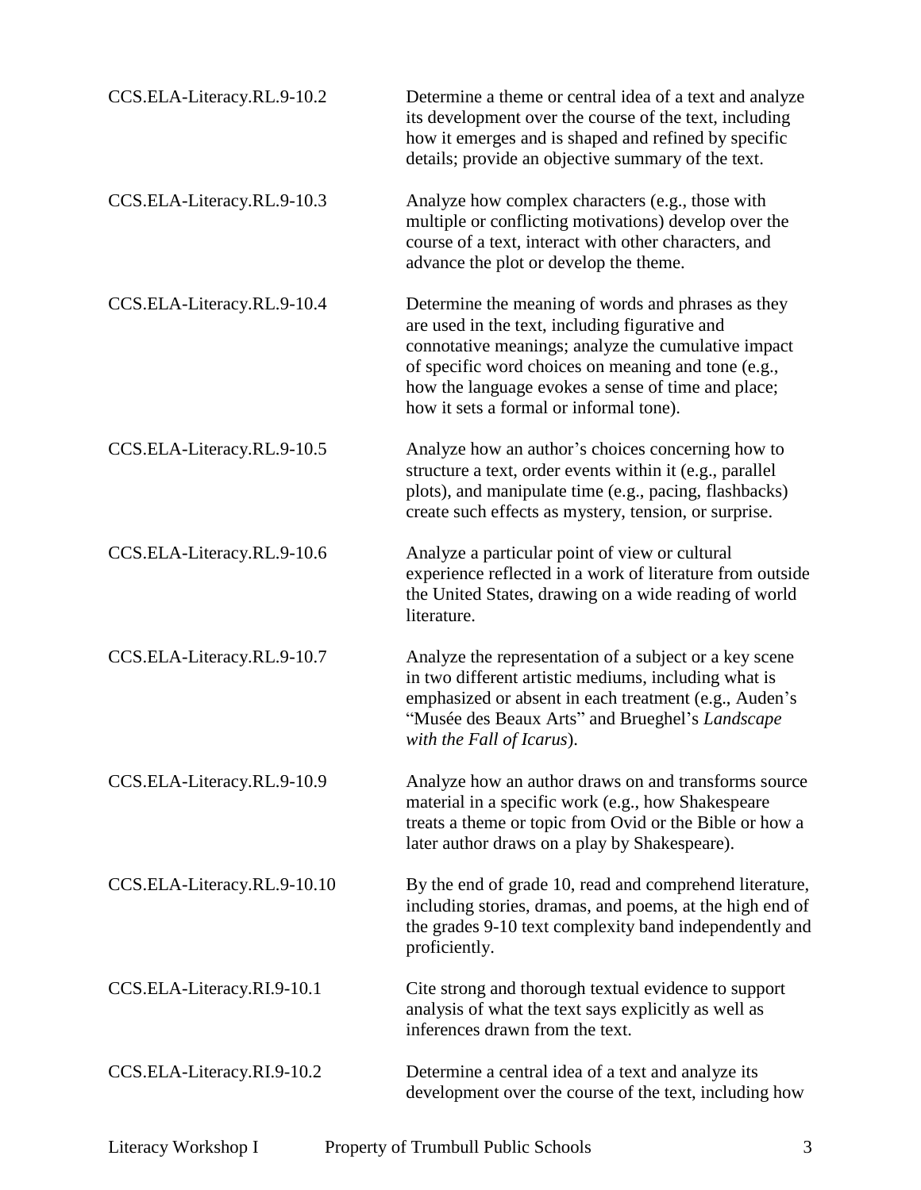| | |
|---|---|
| CCS.ELA-Literacy.RL.9-10.2 | Determine a theme or central idea of a text and analyze its development over the course of the text, including how it emerges and is shaped and refined by specific details; provide an objective summary of the text. |
| CCS.ELA-Literacy.RL.9-10.3 | Analyze how complex characters (e.g., those with multiple or conflicting motivations) develop over the course of a text, interact with other characters, and advance the plot or develop the theme. |
| CCS.ELA-Literacy.RL.9-10.4 | Determine the meaning of words and phrases as they are used in the text, including figurative and connotative meanings; analyze the cumulative impact of specific word choices on meaning and tone (e.g., how the language evokes a sense of time and place; how it sets a formal or informal tone). |
| CCS.ELA-Literacy.RL.9-10.5 | Analyze how an author's choices concerning how to structure a text, order events within it (e.g., parallel plots), and manipulate time (e.g., pacing, flashbacks) create such effects as mystery, tension, or surprise. |
| CCS.ELA-Literacy.RL.9-10.6 | Analyze a particular point of view or cultural experience reflected in a work of literature from outside the United States, drawing on a wide reading of world literature. |
| CCS.ELA-Literacy.RL.9-10.7 | Analyze the representation of a subject or a key scene in two different artistic mediums, including what is emphasized or absent in each treatment (e.g., Auden's "Musée des Beaux Arts" and Brueghel's *Landscape with the Fall of Icarus*). |
| CCS.ELA-Literacy.RL.9-10.9 | Analyze how an author draws on and transforms source material in a specific work (e.g., how Shakespeare treats a theme or topic from Ovid or the Bible or how a later author draws on a play by Shakespeare). |
| CCS.ELA-Literacy.RL.9-10.10 | By the end of grade 10, read and comprehend literature, including stories, dramas, and poems, at the high end of the grades 9-10 text complexity band independently and proficiently. |
| CCS.ELA-Literacy.RI.9-10.1 | Cite strong and thorough textual evidence to support analysis of what the text says explicitly as well as inferences drawn from the text. |
| CCS.ELA-Literacy.RI.9-10.2 | Determine a central idea of a text and analyze its development over the course of the text, including how |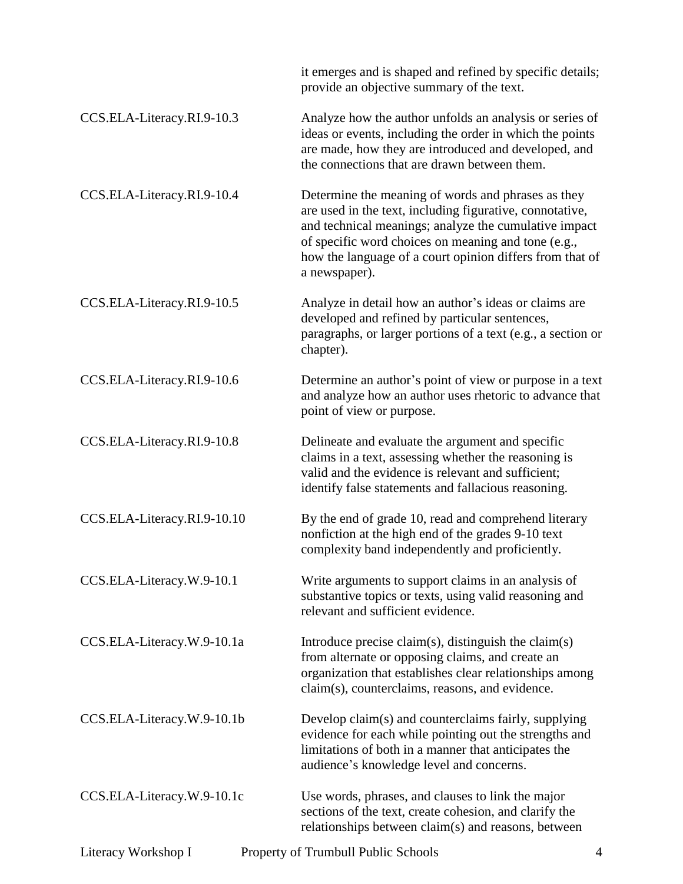| | |
|---|---|
| | it emerges and is shaped and refined by specific details; provide an objective summary of the text. |
| CCS.ELA-Literacy.RI.9-10.3 | Analyze how the author unfolds an analysis or series of ideas or events, including the order in which the points are made, how they are introduced and developed, and the connections that are drawn between them. |
| CCS.ELA-Literacy.RI.9-10.4 | Determine the meaning of words and phrases as they are used in the text, including figurative, connotative, and technical meanings; analyze the cumulative impact of specific word choices on meaning and tone (e.g., how the language of a court opinion differs from that of a newspaper). |
| CCS.ELA-Literacy.RI.9-10.5 | Analyze in detail how an author's ideas or claims are developed and refined by particular sentences, paragraphs, or larger portions of a text (e.g., a section or chapter). |
| CCS.ELA-Literacy.RI.9-10.6 | Determine an author's point of view or purpose in a text and analyze how an author uses rhetoric to advance that point of view or purpose. |
| CCS.ELA-Literacy.RI.9-10.8 | Delineate and evaluate the argument and specific claims in a text, assessing whether the reasoning is valid and the evidence is relevant and sufficient; identify false statements and fallacious reasoning. |
| CCS.ELA-Literacy.RI.9-10.10 | By the end of grade 10, read and comprehend literary nonfiction at the high end of the grades 9-10 text complexity band independently and proficiently. |
| CCS.ELA-Literacy.W.9-10.1 | Write arguments to support claims in an analysis of substantive topics or texts, using valid reasoning and relevant and sufficient evidence. |
| CCS.ELA-Literacy.W.9-10.1a | Introduce precise claim(s), distinguish the claim(s) from alternate or opposing claims, and create an organization that establishes clear relationships among claim(s), counterclaims, reasons, and evidence. |
| CCS.ELA-Literacy.W.9-10.1b | Develop claim(s) and counterclaims fairly, supplying evidence for each while pointing out the strengths and limitations of both in a manner that anticipates the audience's knowledge level and concerns. |
| CCS.ELA-Literacy.W.9-10.1c | Use words, phrases, and clauses to link the major sections of the text, create cohesion, and clarify the relationships between claim(s) and reasons, between |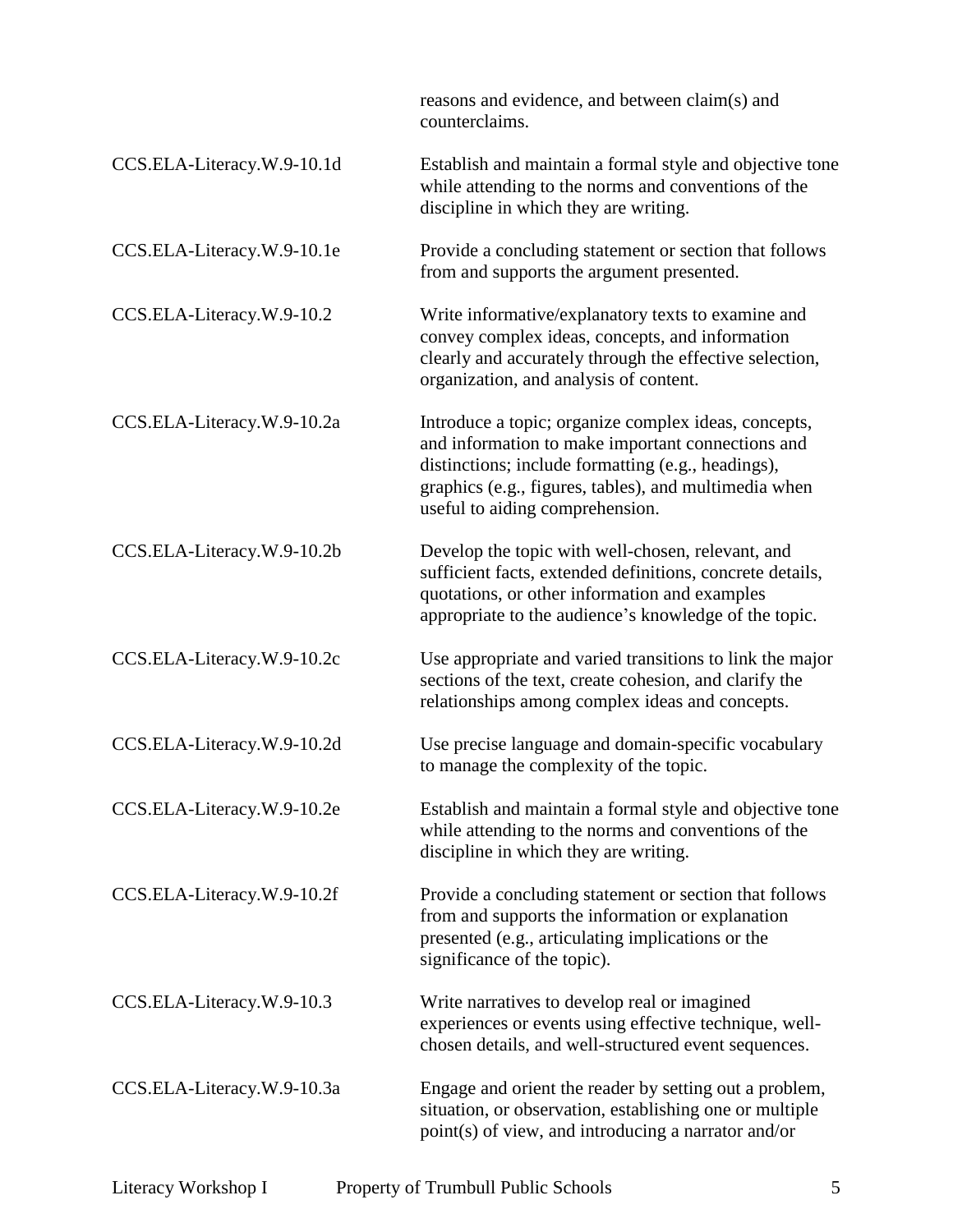| | |
|---|---|
| | reasons and evidence, and between claim(s) and counterclaims. |
| CCS.ELA-Literacy.W.9-10.1d | Establish and maintain a formal style and objective tone while attending to the norms and conventions of the discipline in which they are writing. |
| CCS.ELA-Literacy.W.9-10.1e | Provide a concluding statement or section that follows from and supports the argument presented. |
| CCS.ELA-Literacy.W.9-10.2 | Write informative/explanatory texts to examine and convey complex ideas, concepts, and information clearly and accurately through the effective selection, organization, and analysis of content. |
| CCS.ELA-Literacy.W.9-10.2a | Introduce a topic; organize complex ideas, concepts, and information to make important connections and distinctions; include formatting (e.g., headings), graphics (e.g., figures, tables), and multimedia when useful to aiding comprehension. |
| CCS.ELA-Literacy.W.9-10.2b | Develop the topic with well-chosen, relevant, and sufficient facts, extended definitions, concrete details, quotations, or other information and examples appropriate to the audience's knowledge of the topic. |
| CCS.ELA-Literacy.W.9-10.2c | Use appropriate and varied transitions to link the major sections of the text, create cohesion, and clarify the relationships among complex ideas and concepts. |
| CCS.ELA-Literacy.W.9-10.2d | Use precise language and domain-specific vocabulary to manage the complexity of the topic. |
| CCS.ELA-Literacy.W.9-10.2e | Establish and maintain a formal style and objective tone while attending to the norms and conventions of the discipline in which they are writing. |
| CCS.ELA-Literacy.W.9-10.2f | Provide a concluding statement or section that follows from and supports the information or explanation presented (e.g., articulating implications or the significance of the topic). |
| CCS.ELA-Literacy.W.9-10.3 | Write narratives to develop real or imagined experiences or events using effective technique, well-chosen details, and well-structured event sequences. |
| CCS.ELA-Literacy.W.9-10.3a | Engage and orient the reader by setting out a problem, situation, or observation, establishing one or multiple point(s) of view, and introducing a narrator and/or |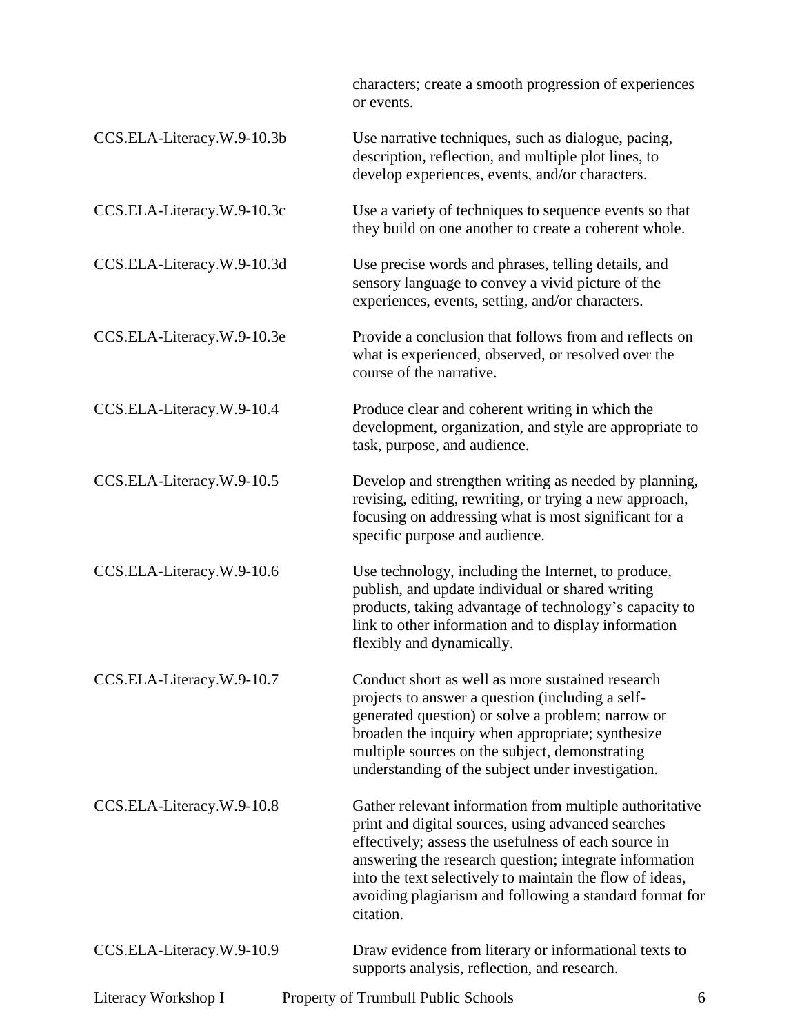| | |
|---|---|
| | characters; create a smooth progression of experiences or events. |
| CCS.ELA-Literacy.W.9-10.3b | Use narrative techniques, such as dialogue, pacing, description, reflection, and multiple plot lines, to develop experiences, events, and/or characters. |
| CCS.ELA-Literacy.W.9-10.3c | Use a variety of techniques to sequence events so that they build on one another to create a coherent whole. |
| CCS.ELA-Literacy.W.9-10.3d | Use precise words and phrases, telling details, and sensory language to convey a vivid picture of the experiences, events, setting, and/or characters. |
| CCS.ELA-Literacy.W.9-10.3e | Provide a conclusion that follows from and reflects on what is experienced, observed, or resolved over the course of the narrative. |
| CCS.ELA-Literacy.W.9-10.4 | Produce clear and coherent writing in which the development, organization, and style are appropriate to task, purpose, and audience. |
| CCS.ELA-Literacy.W.9-10.5 | Develop and strengthen writing as needed by planning, revising, editing, rewriting, or trying a new approach, focusing on addressing what is most significant for a specific purpose and audience. |
| CCS.ELA-Literacy.W.9-10.6 | Use technology, including the Internet, to produce, publish, and update individual or shared writing products, taking advantage of technology's capacity to link to other information and to display information flexibly and dynamically. |
| CCS.ELA-Literacy.W.9-10.7 | Conduct short as well as more sustained research projects to answer a question (including a self-generated question) or solve a problem; narrow or broaden the inquiry when appropriate; synthesize multiple sources on the subject, demonstrating understanding of the subject under investigation. |
| CCS.ELA-Literacy.W.9-10.8 | Gather relevant information from multiple authoritative print and digital sources, using advanced searches effectively; assess the usefulness of each source in answering the research question; integrate information into the text selectively to maintain the flow of ideas, avoiding plagiarism and following a standard format for citation. |
| CCS.ELA-Literacy.W.9-10.9 | Draw evidence from literary or informational texts to supports analysis, reflection, and research. |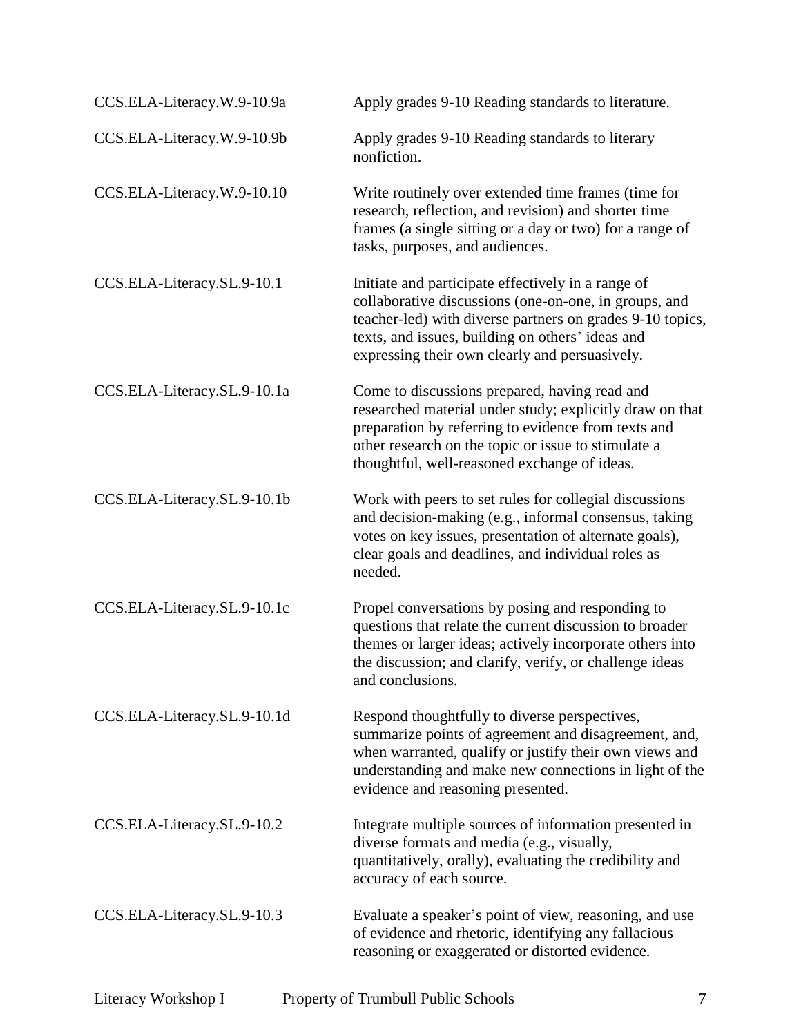| | |
|---|---|
| CCS.ELA-Literacy.W.9-10.9a | Apply grades 9-10 Reading standards to literature. |
| CCS.ELA-Literacy.W.9-10.9b | Apply grades 9-10 Reading standards to literary nonfiction. |
| CCS.ELA-Literacy.W.9-10.10 | Write routinely over extended time frames (time for research, reflection, and revision) and shorter time frames (a single sitting or a day or two) for a range of tasks, purposes, and audiences. |
| CCS.ELA-Literacy.SL.9-10.1 | Initiate and participate effectively in a range of collaborative discussions (one-on-one, in groups, and teacher-led) with diverse partners on grades 9-10 topics, texts, and issues, building on others' ideas and expressing their own clearly and persuasively. |
| CCS.ELA-Literacy.SL.9-10.1a | Come to discussions prepared, having read and researched material under study; explicitly draw on that preparation by referring to evidence from texts and other research on the topic or issue to stimulate a thoughtful, well-reasoned exchange of ideas. |
| CCS.ELA-Literacy.SL.9-10.1b | Work with peers to set rules for collegial discussions and decision-making (e.g., informal consensus, taking votes on key issues, presentation of alternate goals), clear goals and deadlines, and individual roles as needed. |
| CCS.ELA-Literacy.SL.9-10.1c | Propel conversations by posing and responding to questions that relate the current discussion to broader themes or larger ideas; actively incorporate others into the discussion; and clarify, verify, or challenge ideas and conclusions. |
| CCS.ELA-Literacy.SL.9-10.1d | Respond thoughtfully to diverse perspectives, summarize points of agreement and disagreement, and, when warranted, qualify or justify their own views and understanding and make new connections in light of the evidence and reasoning presented. |
| CCS.ELA-Literacy.SL.9-10.2 | Integrate multiple sources of information presented in diverse formats and media (e.g., visually, quantitatively, orally), evaluating the credibility and accuracy of each source. |
| CCS.ELA-Literacy.SL.9-10.3 | Evaluate a speaker's point of view, reasoning, and use of evidence and rhetoric, identifying any fallacious reasoning or exaggerated or distorted evidence. |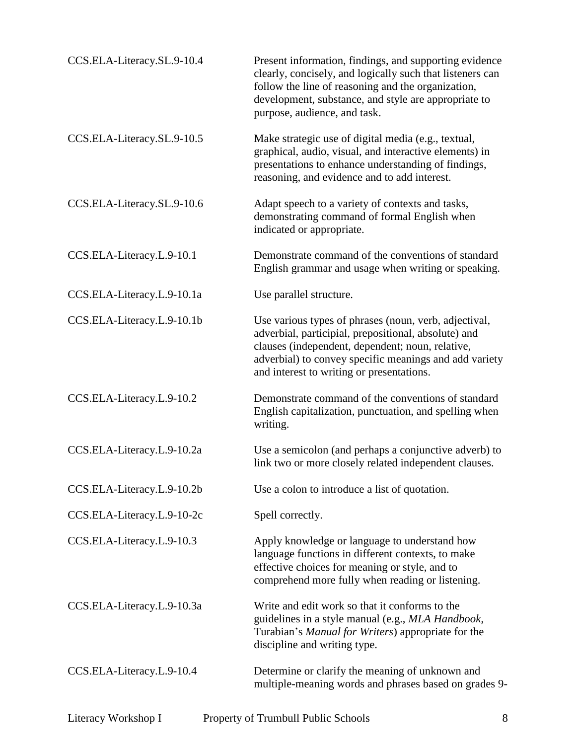| | |
|---|---|
| CCS.ELA-Literacy.SL.9-10.4 | Present information, findings, and supporting evidence clearly, concisely, and logically such that listeners can follow the line of reasoning and the organization, development, substance, and style are appropriate to purpose, audience, and task. |
| CCS.ELA-Literacy.SL.9-10.5 | Make strategic use of digital media (e.g., textual, graphical, audio, visual, and interactive elements) in presentations to enhance understanding of findings, reasoning, and evidence and to add interest. |
| CCS.ELA-Literacy.SL.9-10.6 | Adapt speech to a variety of contexts and tasks, demonstrating command of formal English when indicated or appropriate. |
| CCS.ELA-Literacy.L.9-10.1 | Demonstrate command of the conventions of standard English grammar and usage when writing or speaking. |
| CCS.ELA-Literacy.L.9-10.1a | Use parallel structure. |
| CCS.ELA-Literacy.L.9-10.1b | Use various types of phrases (noun, verb, adjectival, adverbial, participial, prepositional, absolute) and clauses (independent, dependent; noun, relative, adverbial) to convey specific meanings and add variety and interest to writing or presentations. |
| CCS.ELA-Literacy.L.9-10.2 | Demonstrate command of the conventions of standard English capitalization, punctuation, and spelling when writing. |
| CCS.ELA-Literacy.L.9-10.2a | Use a semicolon (and perhaps a conjunctive adverb) to link two or more closely related independent clauses. |
| CCS.ELA-Literacy.L.9-10.2b | Use a colon to introduce a list of quotation. |
| CCS.ELA-Literacy.L.9-10-2c | Spell correctly. |
| CCS.ELA-Literacy.L.9-10.3 | Apply knowledge or language to understand how language functions in different contexts, to make effective choices for meaning or style, and to comprehend more fully when reading or listening. |
| CCS.ELA-Literacy.L.9-10.3a | Write and edit work so that it conforms to the guidelines in a style manual (e.g., *MLA Handbook*, Turabian's *Manual for Writers*) appropriate for the discipline and writing type. |
| CCS.ELA-Literacy.L.9-10.4 | Determine or clarify the meaning of unknown and multiple-meaning words and phrases based on grades 9- |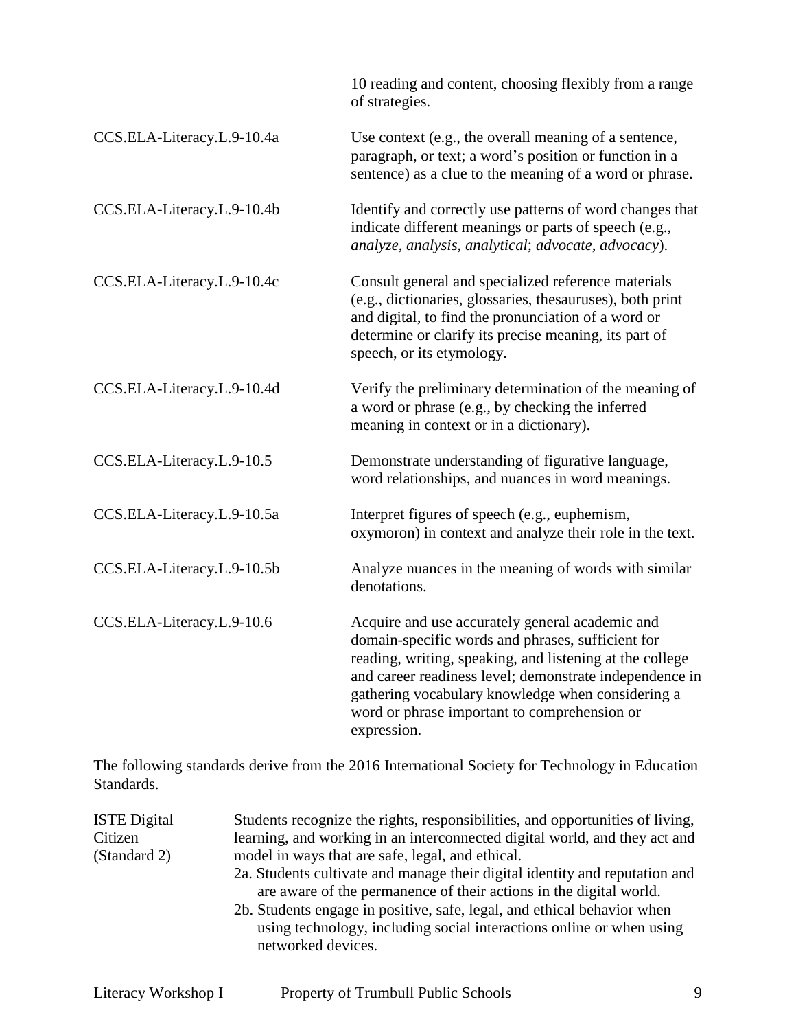| | |
|---|---|
| | 10 reading and content, choosing flexibly from a range of strategies. |
| CCS.ELA-Literacy.L.9-10.4a | Use context (e.g., the overall meaning of a sentence, paragraph, or text; a word's position or function in a sentence) as a clue to the meaning of a word or phrase. |
| CCS.ELA-Literacy.L.9-10.4b | Identify and correctly use patterns of word changes that indicate different meanings or parts of speech (e.g., *analyze*, *analysis*, *analytical*; *advocate*, *advocacy*). |
| CCS.ELA-Literacy.L.9-10.4c | Consult general and specialized reference materials (e.g., dictionaries, glossaries, thesauruses), both print and digital, to find the pronunciation of a word or determine or clarify its precise meaning, its part of speech, or its etymology. |
| CCS.ELA-Literacy.L.9-10.4d | Verify the preliminary determination of the meaning of a word or phrase (e.g., by checking the inferred meaning in context or in a dictionary). |
| CCS.ELA-Literacy.L.9-10.5 | Demonstrate understanding of figurative language, word relationships, and nuances in word meanings. |
| CCS.ELA-Literacy.L.9-10.5a | Interpret figures of speech (e.g., euphemism, oxymoron) in context and analyze their role in the text. |
| CCS.ELA-Literacy.L.9-10.5b | Analyze nuances in the meaning of words with similar denotations. |
| CCS.ELA-Literacy.L.9-10.6 | Acquire and use accurately general academic and domain-specific words and phrases, sufficient for reading, writing, speaking, and listening at the college and career readiness level; demonstrate independence in gathering vocabulary knowledge when considering a word or phrase important to comprehension or expression. |

The following standards derive from the 2016 International Society for Technology in Education Standards.

| | |
|---|---|
| ISTE Digital Citizen (Standard 2) | Students recognize the rights, responsibilities, and opportunities of living, learning, and working in an interconnected digital world, and they act and model in ways that are safe, legal, and ethical.<br>2a. Students cultivate and manage their digital identity and reputation and are aware of the permanence of their actions in the digital world.<br>2b. Students engage in positive, safe, legal, and ethical behavior when using technology, including social interactions online or when using networked devices. |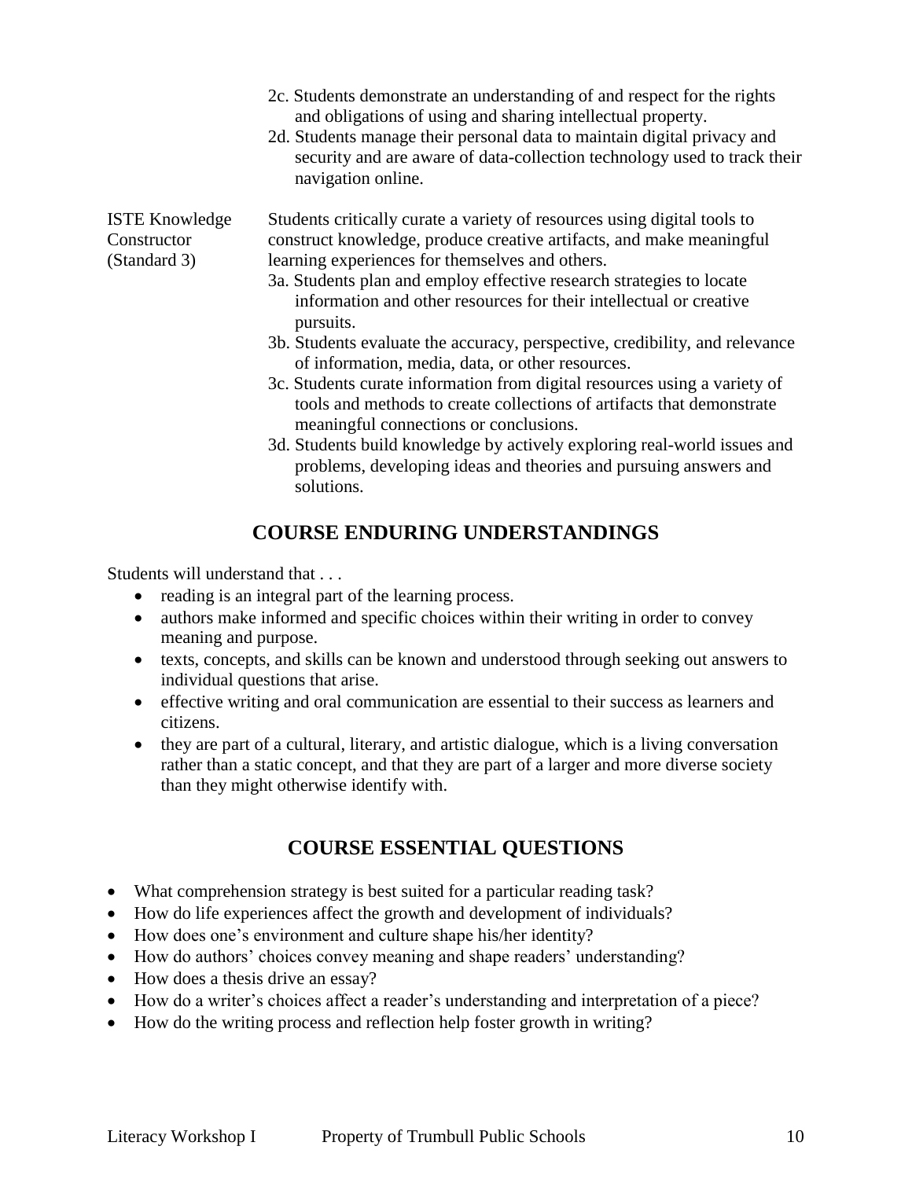2c. Students demonstrate an understanding of and respect for the rights and obligations of using and sharing intellectual property.
2d. Students manage their personal data to maintain digital privacy and security and are aware of data-collection technology used to track their navigation online.

| | |
|---|---|
| ISTE Knowledge Constructor (Standard 3) | Students critically curate a variety of resources using digital tools to construct knowledge, produce creative artifacts, and make meaningful learning experiences for themselves and others.<br>3a. Students plan and employ effective research strategies to locate information and other resources for their intellectual or creative pursuits.<br>3b. Students evaluate the accuracy, perspective, credibility, and relevance of information, media, data, or other resources.<br>3c. Students curate information from digital resources using a variety of tools and methods to create collections of artifacts that demonstrate meaningful connections or conclusions.<br>3d. Students build knowledge by actively exploring real-world issues and problems, developing ideas and theories and pursuing answers and solutions. |

## COURSE ENDURING UNDERSTANDINGS

Students will understand that . . .

- reading is an integral part of the learning process.
- authors make informed and specific choices within their writing in order to convey meaning and purpose.
- texts, concepts, and skills can be known and understood through seeking out answers to individual questions that arise.
- effective writing and oral communication are essential to their success as learners and citizens.
- they are part of a cultural, literary, and artistic dialogue, which is a living conversation rather than a static concept, and that they are part of a larger and more diverse society than they might otherwise identify with.

## COURSE ESSENTIAL QUESTIONS

- What comprehension strategy is best suited for a particular reading task?
- How do life experiences affect the growth and development of individuals?
- How does one's environment and culture shape his/her identity?
- How do authors' choices convey meaning and shape readers' understanding?
- How does a thesis drive an essay?
- How do a writer's choices affect a reader's understanding and interpretation of a piece?
- How do the writing process and reflection help foster growth in writing?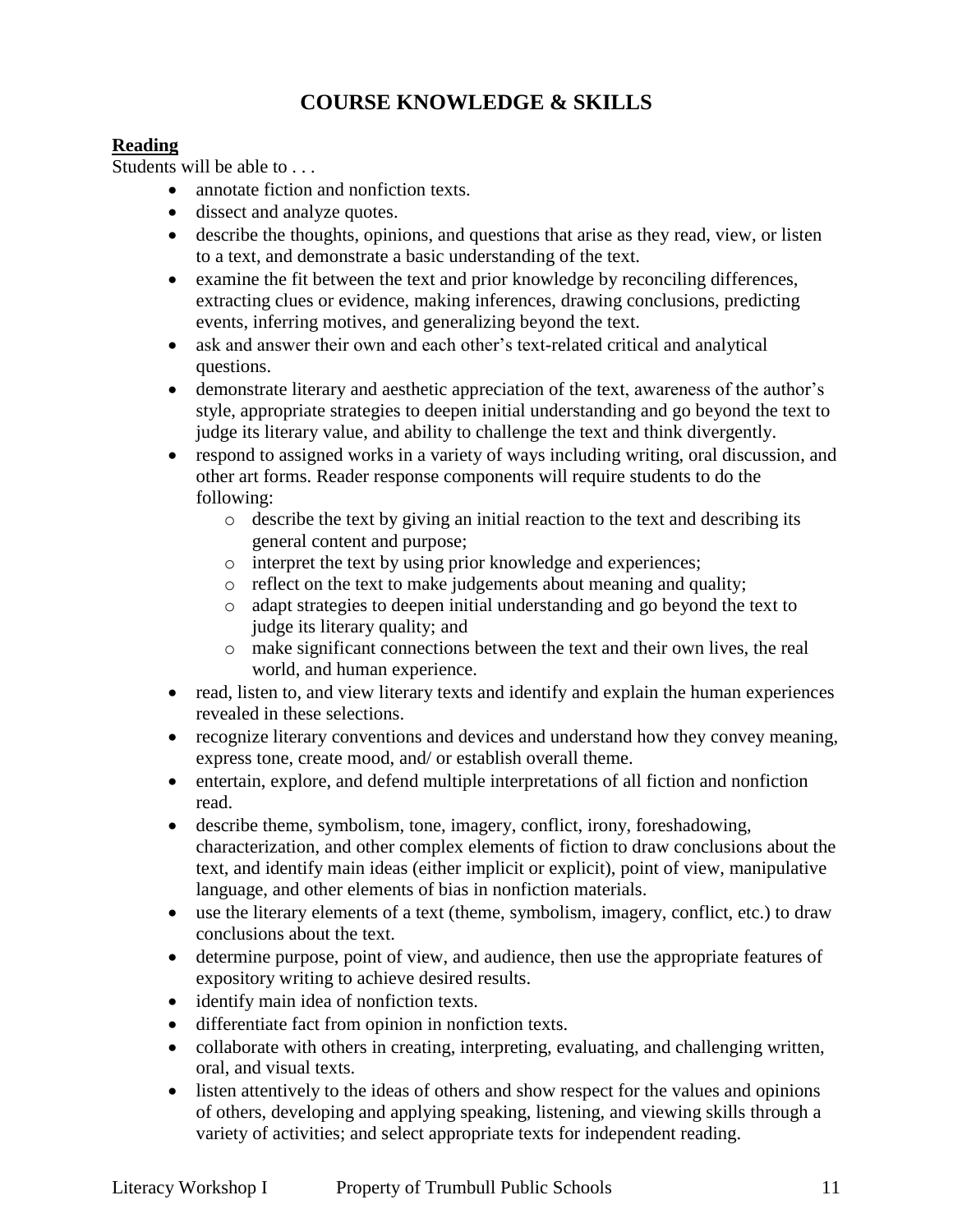# COURSE KNOWLEDGE & SKILLS

**Reading**

Students will be able to . . .

- annotate fiction and nonfiction texts.
- dissect and analyze quotes.
- describe the thoughts, opinions, and questions that arise as they read, view, or listen to a text, and demonstrate a basic understanding of the text.
- examine the fit between the text and prior knowledge by reconciling differences, extracting clues or evidence, making inferences, drawing conclusions, predicting events, inferring motives, and generalizing beyond the text.
- ask and answer their own and each other's text-related critical and analytical questions.
- demonstrate literary and aesthetic appreciation of the text, awareness of the author's style, appropriate strategies to deepen initial understanding and go beyond the text to judge its literary value, and ability to challenge the text and think divergently.
- respond to assigned works in a variety of ways including writing, oral discussion, and other art forms. Reader response components will require students to do the following:
    - describe the text by giving an initial reaction to the text and describing its general content and purpose;
    - interpret the text by using prior knowledge and experiences;
    - reflect on the text to make judgements about meaning and quality;
    - adapt strategies to deepen initial understanding and go beyond the text to judge its literary quality; and
    - make significant connections between the text and their own lives, the real world, and human experience.
- read, listen to, and view literary texts and identify and explain the human experiences revealed in these selections.
- recognize literary conventions and devices and understand how they convey meaning, express tone, create mood, and/ or establish overall theme.
- entertain, explore, and defend multiple interpretations of all fiction and nonfiction read.
- describe theme, symbolism, tone, imagery, conflict, irony, foreshadowing, characterization, and other complex elements of fiction to draw conclusions about the text, and identify main ideas (either implicit or explicit), point of view, manipulative language, and other elements of bias in nonfiction materials.
- use the literary elements of a text (theme, symbolism, imagery, conflict, etc.) to draw conclusions about the text.
- determine purpose, point of view, and audience, then use the appropriate features of expository writing to achieve desired results.
- identify main idea of nonfiction texts.
- differentiate fact from opinion in nonfiction texts.
- collaborate with others in creating, interpreting, evaluating, and challenging written, oral, and visual texts.
- listen attentively to the ideas of others and show respect for the values and opinions of others, developing and applying speaking, listening, and viewing skills through a variety of activities; and select appropriate texts for independent reading.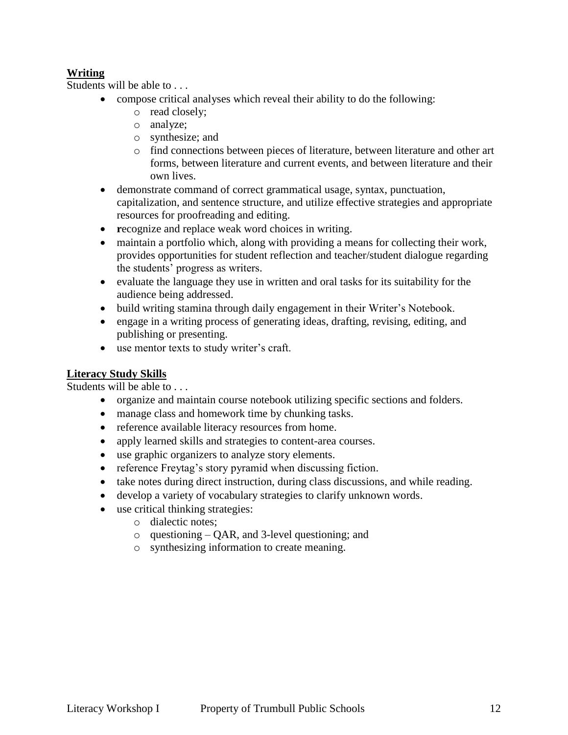**Writing**

Students will be able to . . .

- compose critical analyses which reveal their ability to do the following:
  - read closely;
  - analyze;
  - synthesize; and
  - find connections between pieces of literature, between literature and other art forms, between literature and current events, and between literature and their own lives.
- demonstrate command of correct grammatical usage, syntax, punctuation, capitalization, and sentence structure, and utilize effective strategies and appropriate resources for proofreading and editing.
- **r**ecognize and replace weak word choices in writing.
- maintain a portfolio which, along with providing a means for collecting their work, provides opportunities for student reflection and teacher/student dialogue regarding the students' progress as writers.
- evaluate the language they use in written and oral tasks for its suitability for the audience being addressed.
- build writing stamina through daily engagement in their Writer's Notebook.
- engage in a writing process of generating ideas, drafting, revising, editing, and publishing or presenting.
- use mentor texts to study writer's craft.

**Literacy Study Skills**

Students will be able to . . .

- organize and maintain course notebook utilizing specific sections and folders.
- manage class and homework time by chunking tasks.
- reference available literacy resources from home.
- apply learned skills and strategies to content-area courses.
- use graphic organizers to analyze story elements.
- reference Freytag's story pyramid when discussing fiction.
- take notes during direct instruction, during class discussions, and while reading.
- develop a variety of vocabulary strategies to clarify unknown words.
- use critical thinking strategies:
  - dialectic notes;
  - questioning – QAR, and 3-level questioning; and
  - synthesizing information to create meaning.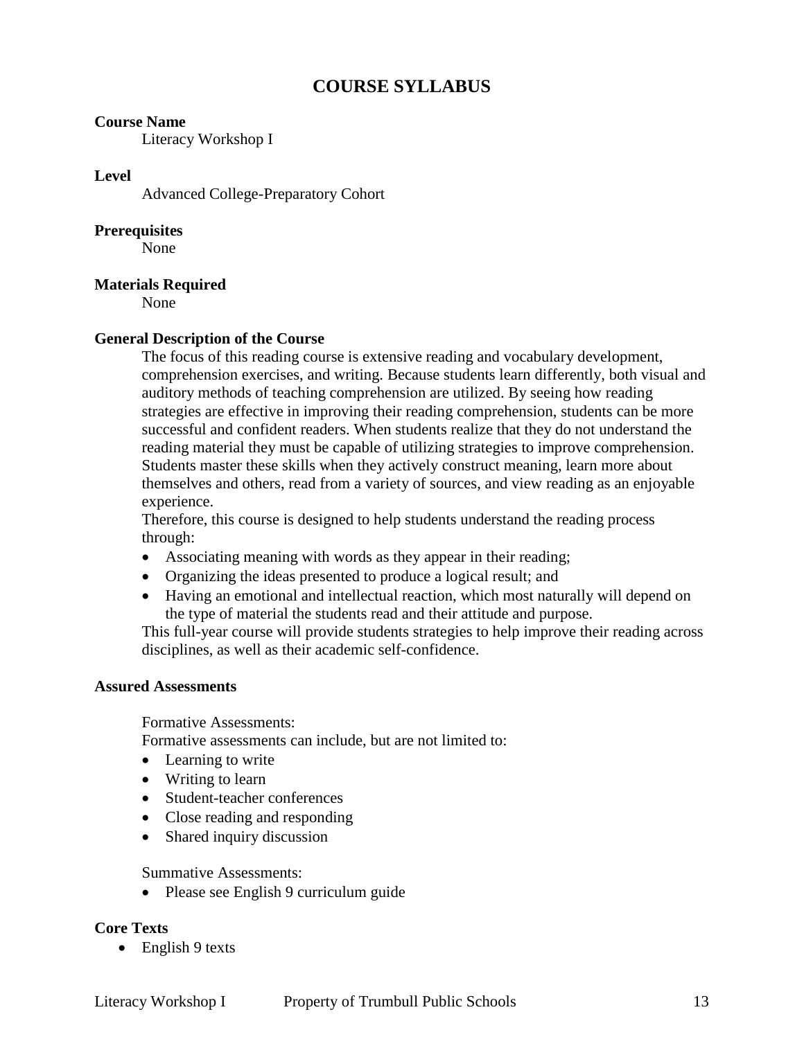# COURSE SYLLABUS

**Course Name**

Literacy Workshop I

**Level**

Advanced College-Preparatory Cohort

**Prerequisites**

None

**Materials Required**

None

**General Description of the Course**

The focus of this reading course is extensive reading and vocabulary development, comprehension exercises, and writing. Because students learn differently, both visual and auditory methods of teaching comprehension are utilized. By seeing how reading strategies are effective in improving their reading comprehension, students can be more successful and confident readers. When students realize that they do not understand the reading material they must be capable of utilizing strategies to improve comprehension. Students master these skills when they actively construct meaning, learn more about themselves and others, read from a variety of sources, and view reading as an enjoyable experience.

Therefore, this course is designed to help students understand the reading process through:

- Associating meaning with words as they appear in their reading;
- Organizing the ideas presented to produce a logical result; and
- Having an emotional and intellectual reaction, which most naturally will depend on the type of material the students read and their attitude and purpose.

This full-year course will provide students strategies to help improve their reading across disciplines, as well as their academic self-confidence.

**Assured Assessments**

Formative Assessments:

Formative assessments can include, but are not limited to:

- Learning to write
- Writing to learn
- Student-teacher conferences
- Close reading and responding
- Shared inquiry discussion

Summative Assessments:

- Please see English 9 curriculum guide

**Core Texts**

- English 9 texts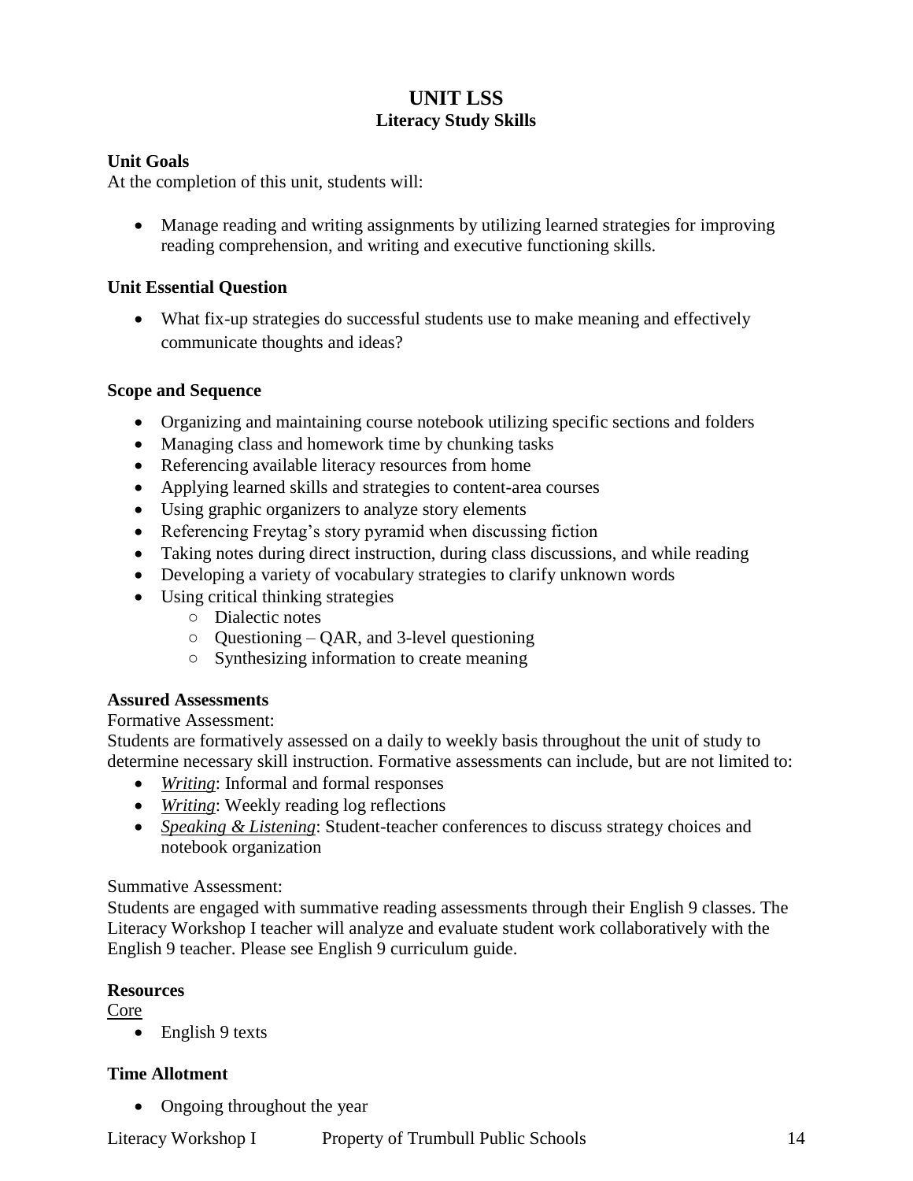# UNIT LSS
## Literacy Study Skills

**Unit Goals**
At the completion of this unit, students will:

- Manage reading and writing assignments by utilizing learned strategies for improving reading comprehension, and writing and executive functioning skills.

**Unit Essential Question**

- What fix-up strategies do successful students use to make meaning and effectively communicate thoughts and ideas?

**Scope and Sequence**

- Organizing and maintaining course notebook utilizing specific sections and folders
- Managing class and homework time by chunking tasks
- Referencing available literacy resources from home
- Applying learned skills and strategies to content-area courses
- Using graphic organizers to analyze story elements
- Referencing Freytag's story pyramid when discussing fiction
- Taking notes during direct instruction, during class discussions, and while reading
- Developing a variety of vocabulary strategies to clarify unknown words
- Using critical thinking strategies
    - Dialectic notes
    - Questioning – QAR, and 3-level questioning
    - Synthesizing information to create meaning

**Assured Assessments**
Formative Assessment:
Students are formatively assessed on a daily to weekly basis throughout the unit of study to determine necessary skill instruction. Formative assessments can include, but are not limited to:

- *Writing*: Informal and formal responses
- *Writing*: Weekly reading log reflections
- *Speaking & Listening*: Student-teacher conferences to discuss strategy choices and notebook organization

Summative Assessment:
Students are engaged with summative reading assessments through their English 9 classes. The Literacy Workshop I teacher will analyze and evaluate student work collaboratively with the English 9 teacher. Please see English 9 curriculum guide.

**Resources**
Core

- English 9 texts

**Time Allotment**

- Ongoing throughout the year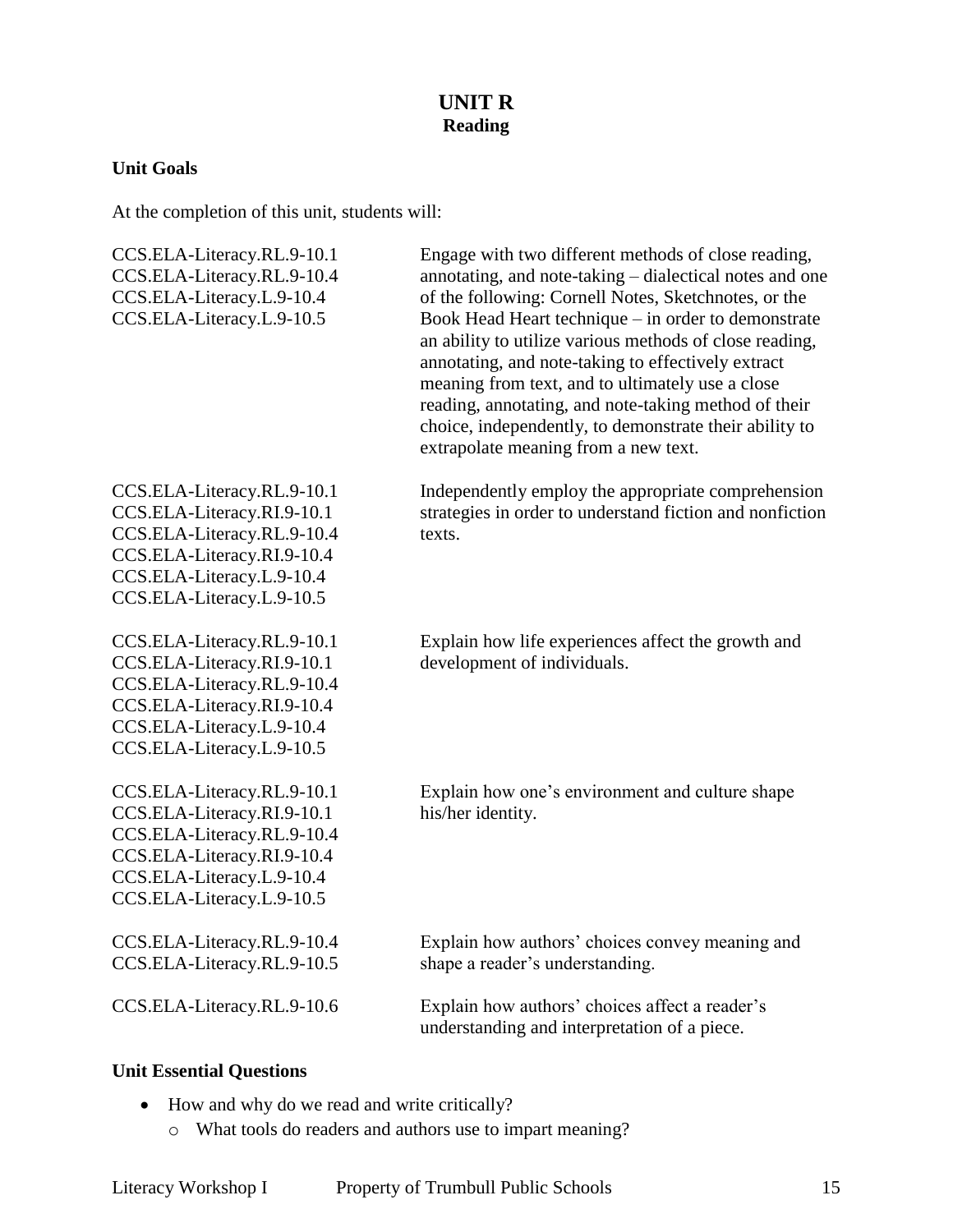# UNIT R
## Reading

### Unit Goals

At the completion of this unit, students will:

| Standards | Goals |
|---|---|
| CCS.ELA-Literacy.RL.9-10.1<br>CCS.ELA-Literacy.RL.9-10.4<br>CCS.ELA-Literacy.L.9-10.4<br>CCS.ELA-Literacy.L.9-10.5 | Engage with two different methods of close reading, annotating, and note-taking – dialectical notes and one of the following: Cornell Notes, Sketchnotes, or the Book Head Heart technique – in order to demonstrate an ability to utilize various methods of close reading, annotating, and note-taking to effectively extract meaning from text, and to ultimately use a close reading, annotating, and note-taking method of their choice, independently, to demonstrate their ability to extrapolate meaning from a new text. |
| CCS.ELA-Literacy.RL.9-10.1<br>CCS.ELA-Literacy.RI.9-10.1<br>CCS.ELA-Literacy.RL.9-10.4<br>CCS.ELA-Literacy.RI.9-10.4<br>CCS.ELA-Literacy.L.9-10.4<br>CCS.ELA-Literacy.L.9-10.5 | Independently employ the appropriate comprehension strategies in order to understand fiction and nonfiction texts. |
| CCS.ELA-Literacy.RL.9-10.1<br>CCS.ELA-Literacy.RI.9-10.1<br>CCS.ELA-Literacy.RL.9-10.4<br>CCS.ELA-Literacy.RI.9-10.4<br>CCS.ELA-Literacy.L.9-10.4<br>CCS.ELA-Literacy.L.9-10.5 | Explain how life experiences affect the growth and development of individuals. |
| CCS.ELA-Literacy.RL.9-10.1<br>CCS.ELA-Literacy.RI.9-10.1<br>CCS.ELA-Literacy.RL.9-10.4<br>CCS.ELA-Literacy.RI.9-10.4<br>CCS.ELA-Literacy.L.9-10.4<br>CCS.ELA-Literacy.L.9-10.5 | Explain how one's environment and culture shape his/her identity. |
| CCS.ELA-Literacy.RL.9-10.4<br>CCS.ELA-Literacy.RL.9-10.5 | Explain how authors' choices convey meaning and shape a reader's understanding. |
| CCS.ELA-Literacy.RL.9-10.6 | Explain how authors' choices affect a reader's understanding and interpretation of a piece. |

### Unit Essential Questions

- How and why do we read and write critically?
  - What tools do readers and authors use to impart meaning?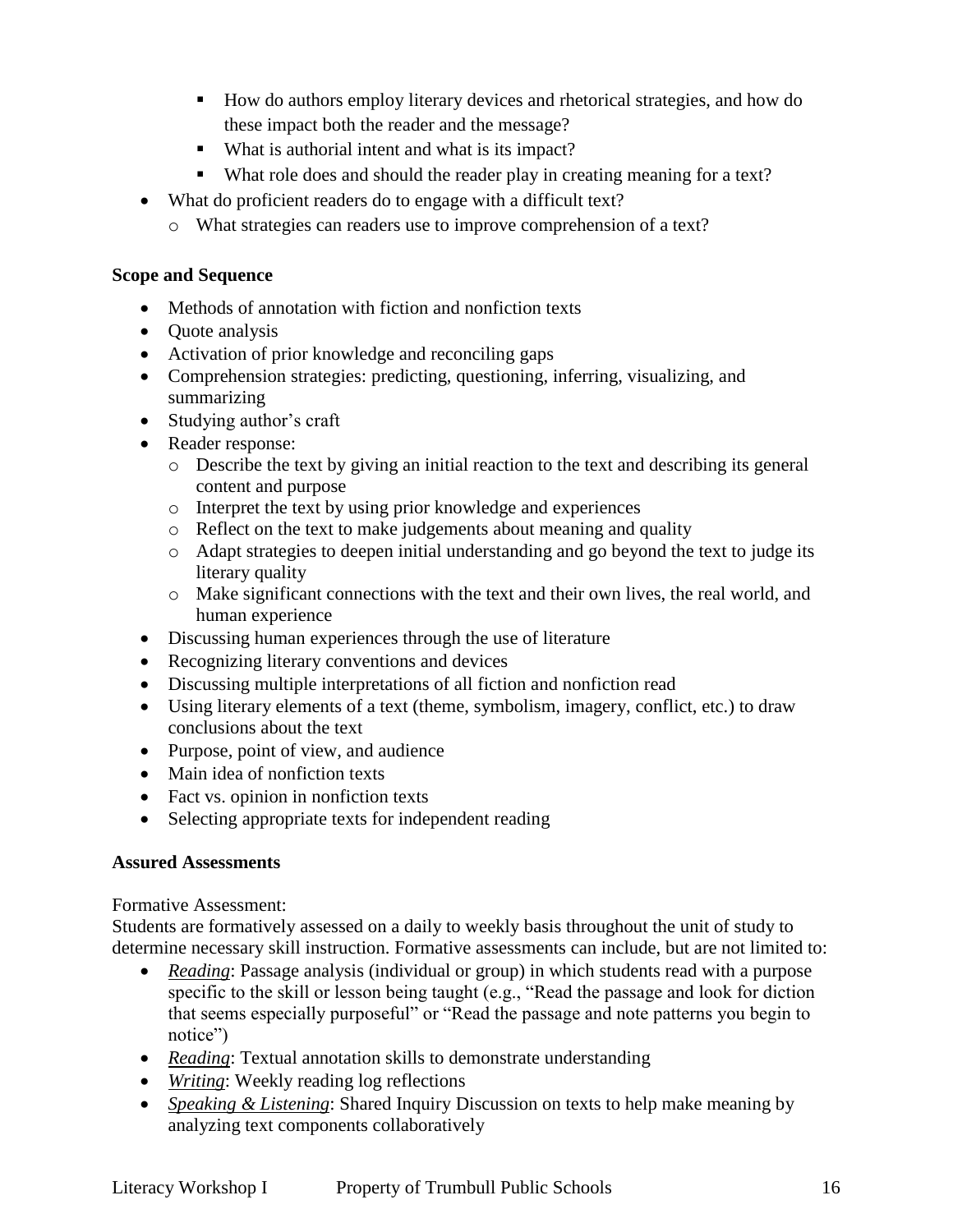- How do authors employ literary devices and rhetorical strategies, and how do these impact both the reader and the message?
    - What is authorial intent and what is its impact?
    - What role does and should the reader play in creating meaning for a text?
- What do proficient readers do to engage with a difficult text?
  - What strategies can readers use to improve comprehension of a text?

**Scope and Sequence**

- Methods of annotation with fiction and nonfiction texts
- Quote analysis
- Activation of prior knowledge and reconciling gaps
- Comprehension strategies: predicting, questioning, inferring, visualizing, and summarizing
- Studying author's craft
- Reader response:
  - Describe the text by giving an initial reaction to the text and describing its general content and purpose
  - Interpret the text by using prior knowledge and experiences
  - Reflect on the text to make judgements about meaning and quality
  - Adapt strategies to deepen initial understanding and go beyond the text to judge its literary quality
  - Make significant connections with the text and their own lives, the real world, and human experience
- Discussing human experiences through the use of literature
- Recognizing literary conventions and devices
- Discussing multiple interpretations of all fiction and nonfiction read
- Using literary elements of a text (theme, symbolism, imagery, conflict, etc.) to draw conclusions about the text
- Purpose, point of view, and audience
- Main idea of nonfiction texts
- Fact vs. opinion in nonfiction texts
- Selecting appropriate texts for independent reading

**Assured Assessments**

Formative Assessment:
Students are formatively assessed on a daily to weekly basis throughout the unit of study to determine necessary skill instruction. Formative assessments can include, but are not limited to:

- *Reading*: Passage analysis (individual or group) in which students read with a purpose specific to the skill or lesson being taught (e.g., "Read the passage and look for diction that seems especially purposeful" or "Read the passage and note patterns you begin to notice")
- *Reading*: Textual annotation skills to demonstrate understanding
- *Writing*: Weekly reading log reflections
- *Speaking & Listening*: Shared Inquiry Discussion on texts to help make meaning by analyzing text components collaboratively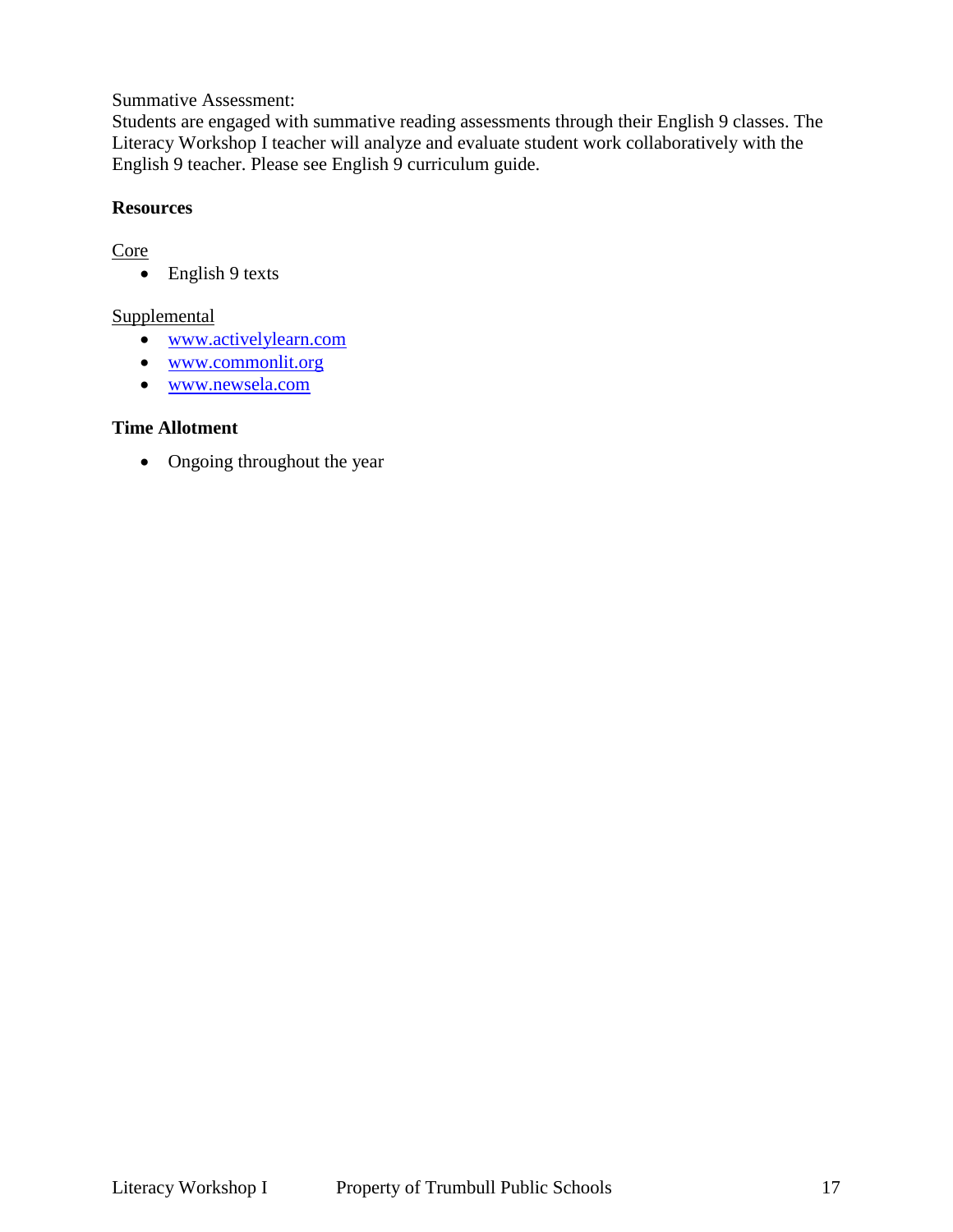Summative Assessment:
Students are engaged with summative reading assessments through their English 9 classes. The Literacy Workshop I teacher will analyze and evaluate student work collaboratively with the English 9 teacher. Please see English 9 curriculum guide.

**Resources**

<u>Core</u>

- English 9 texts

<u>Supplemental</u>

- www.activelylearn.com
- www.commonlit.org
- www.newsela.com

**Time Allotment**

- Ongoing throughout the year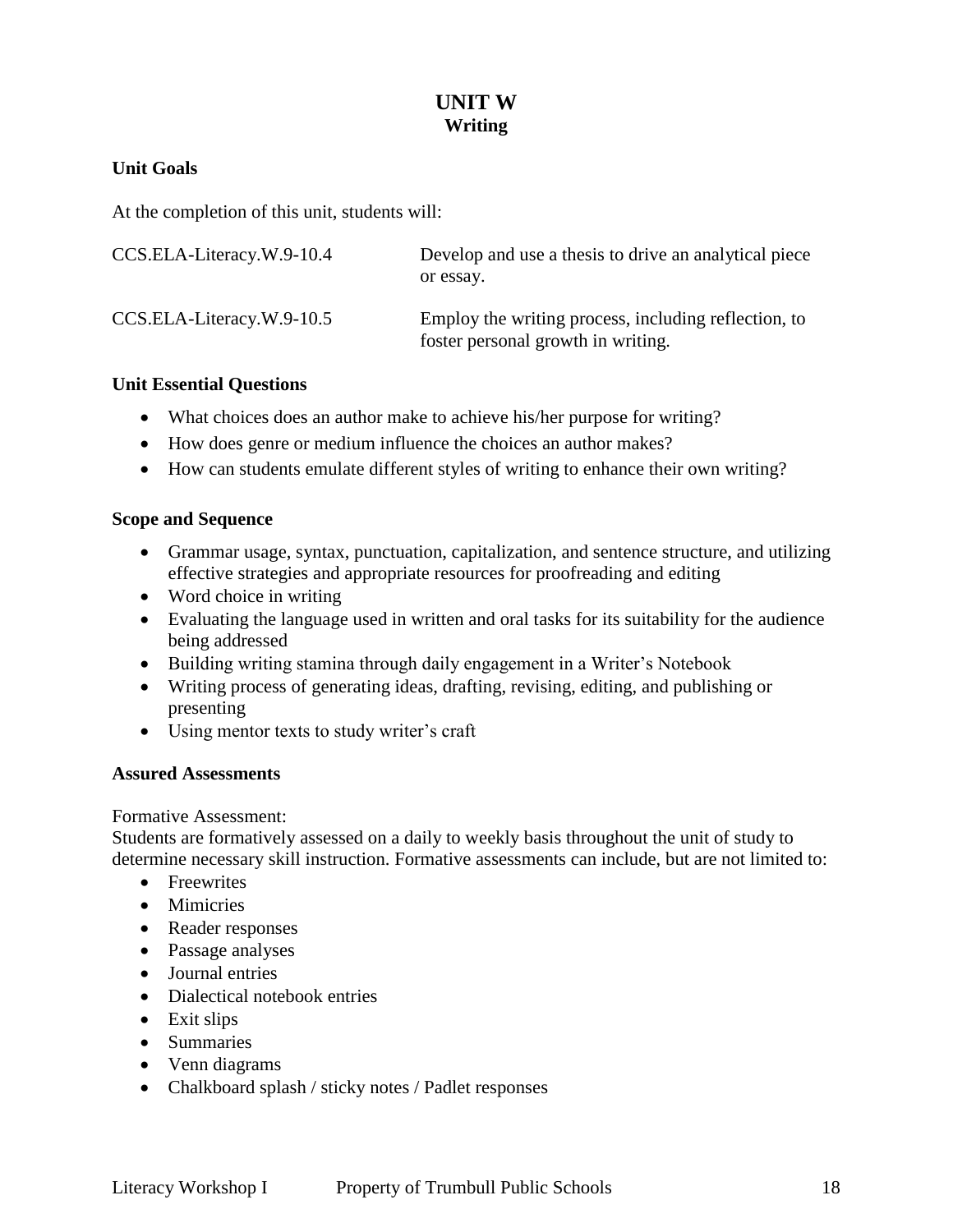# UNIT W
## Writing

**Unit Goals**

At the completion of this unit, students will:

| | |
|---|---|
| CCS.ELA-Literacy.W.9-10.4 | Develop and use a thesis to drive an analytical piece or essay. |
| CCS.ELA-Literacy.W.9-10.5 | Employ the writing process, including reflection, to foster personal growth in writing. |

**Unit Essential Questions**

- What choices does an author make to achieve his/her purpose for writing?
- How does genre or medium influence the choices an author makes?
- How can students emulate different styles of writing to enhance their own writing?

**Scope and Sequence**

- Grammar usage, syntax, punctuation, capitalization, and sentence structure, and utilizing effective strategies and appropriate resources for proofreading and editing
- Word choice in writing
- Evaluating the language used in written and oral tasks for its suitability for the audience being addressed
- Building writing stamina through daily engagement in a Writer's Notebook
- Writing process of generating ideas, drafting, revising, editing, and publishing or presenting
- Using mentor texts to study writer's craft

**Assured Assessments**

Formative Assessment:
Students are formatively assessed on a daily to weekly basis throughout the unit of study to determine necessary skill instruction. Formative assessments can include, but are not limited to:

- Freewrites
- Mimicries
- Reader responses
- Passage analyses
- Journal entries
- Dialectical notebook entries
- Exit slips
- Summaries
- Venn diagrams
- Chalkboard splash / sticky notes / Padlet responses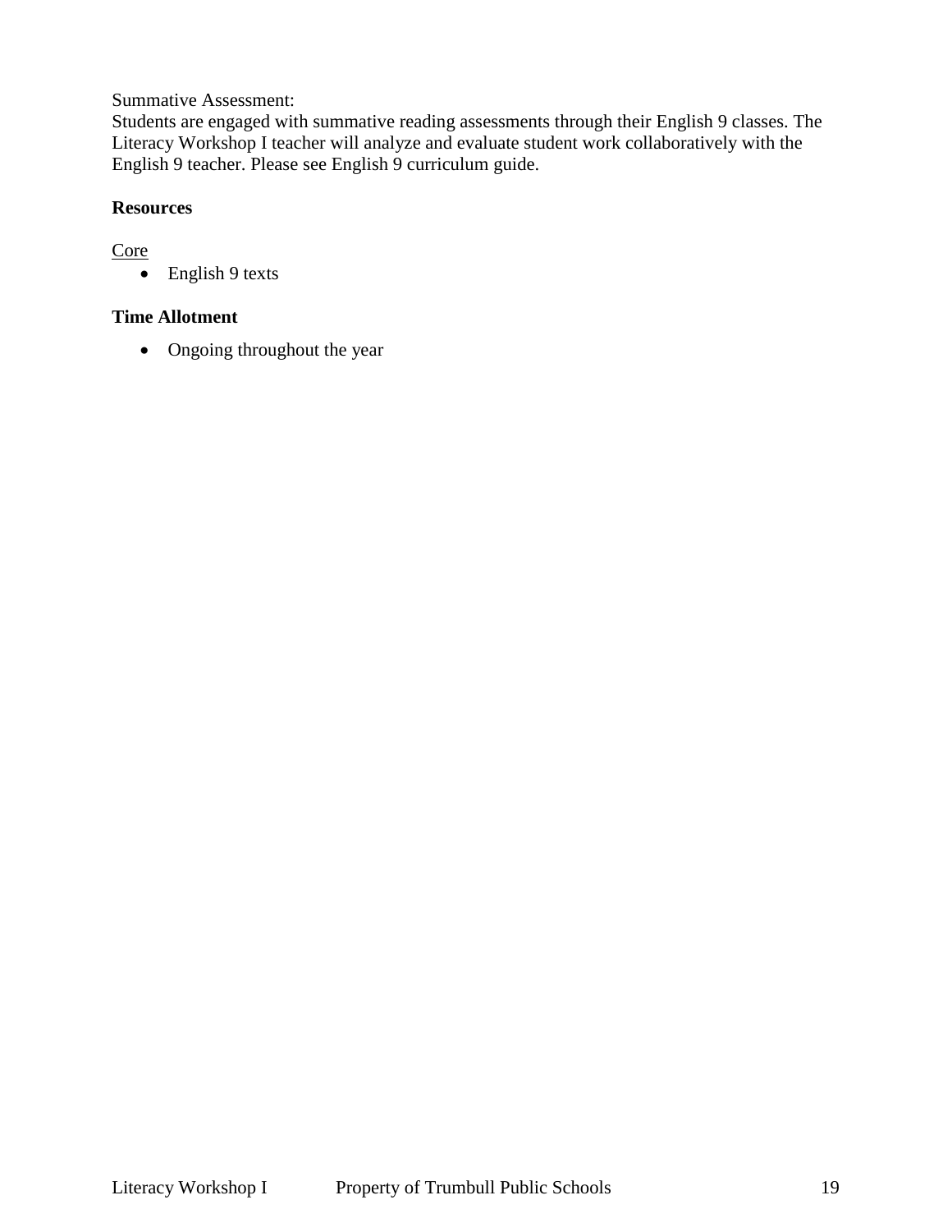Summative Assessment:
Students are engaged with summative reading assessments through their English 9 classes. The Literacy Workshop I teacher will analyze and evaluate student work collaboratively with the English 9 teacher. Please see English 9 curriculum guide.

**Resources**

Core

- English 9 texts

**Time Allotment**

- Ongoing throughout the year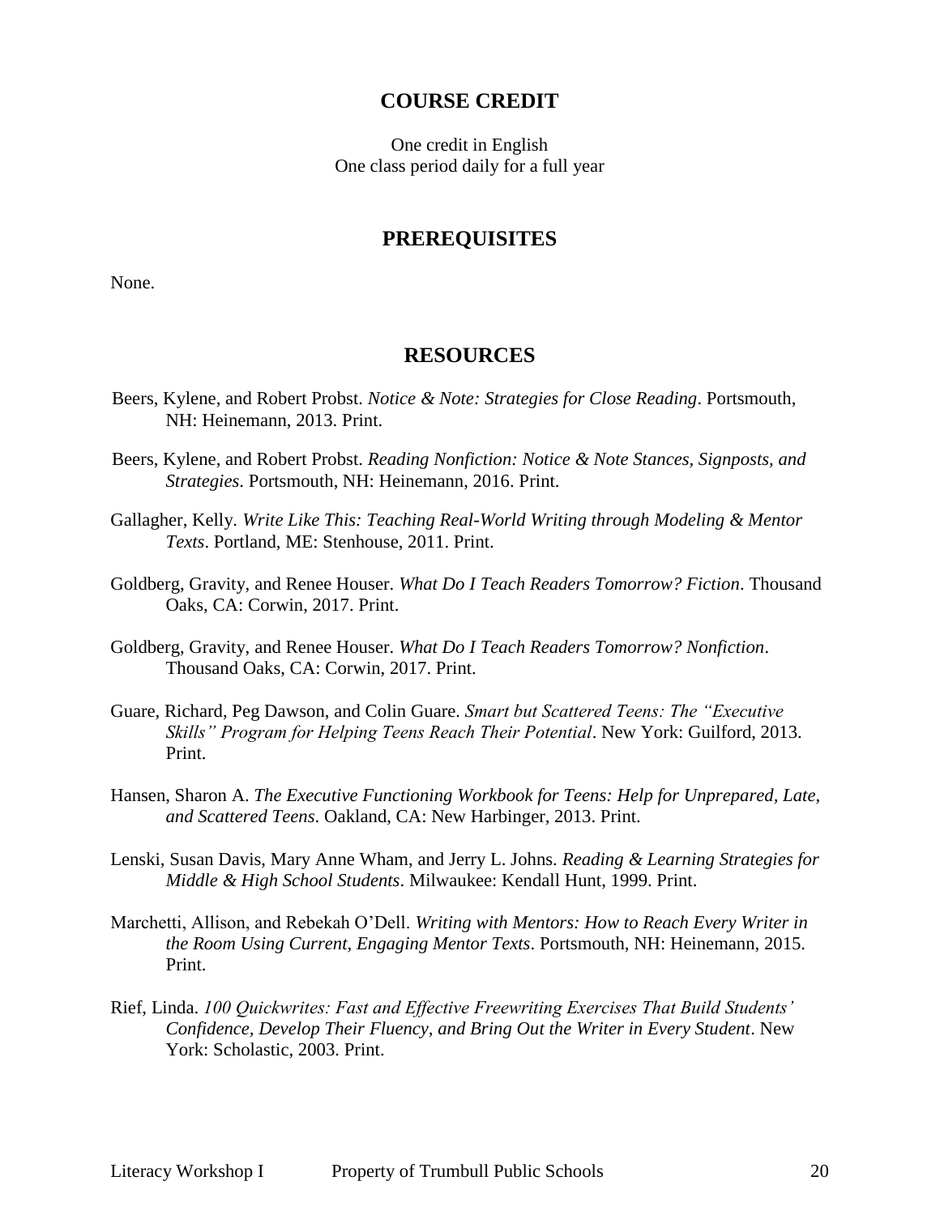## COURSE CREDIT

One credit in English
One class period daily for a full year

## PREREQUISITES

None.

## RESOURCES

Beers, Kylene, and Robert Probst. *Notice & Note: Strategies for Close Reading*. Portsmouth, NH: Heinemann, 2013. Print.

Beers, Kylene, and Robert Probst. *Reading Nonfiction: Notice & Note Stances, Signposts, and Strategies*. Portsmouth, NH: Heinemann, 2016. Print.

Gallagher, Kelly. *Write Like This: Teaching Real-World Writing through Modeling & Mentor Texts*. Portland, ME: Stenhouse, 2011. Print.

Goldberg, Gravity, and Renee Houser. *What Do I Teach Readers Tomorrow? Fiction*. Thousand Oaks, CA: Corwin, 2017. Print.

Goldberg, Gravity, and Renee Houser. *What Do I Teach Readers Tomorrow? Nonfiction*. Thousand Oaks, CA: Corwin, 2017. Print.

Guare, Richard, Peg Dawson, and Colin Guare. *Smart but Scattered Teens: The "Executive Skills" Program for Helping Teens Reach Their Potential*. New York: Guilford, 2013. Print.

Hansen, Sharon A. *The Executive Functioning Workbook for Teens: Help for Unprepared, Late, and Scattered Teens*. Oakland, CA: New Harbinger, 2013. Print.

Lenski, Susan Davis, Mary Anne Wham, and Jerry L. Johns. *Reading & Learning Strategies for Middle & High School Students*. Milwaukee: Kendall Hunt, 1999. Print.

Marchetti, Allison, and Rebekah O'Dell. *Writing with Mentors: How to Reach Every Writer in the Room Using Current, Engaging Mentor Texts*. Portsmouth, NH: Heinemann, 2015. Print.

Rief, Linda. *100 Quickwrites: Fast and Effective Freewriting Exercises That Build Students' Confidence, Develop Their Fluency, and Bring Out the Writer in Every Student*. New York: Scholastic, 2003. Print.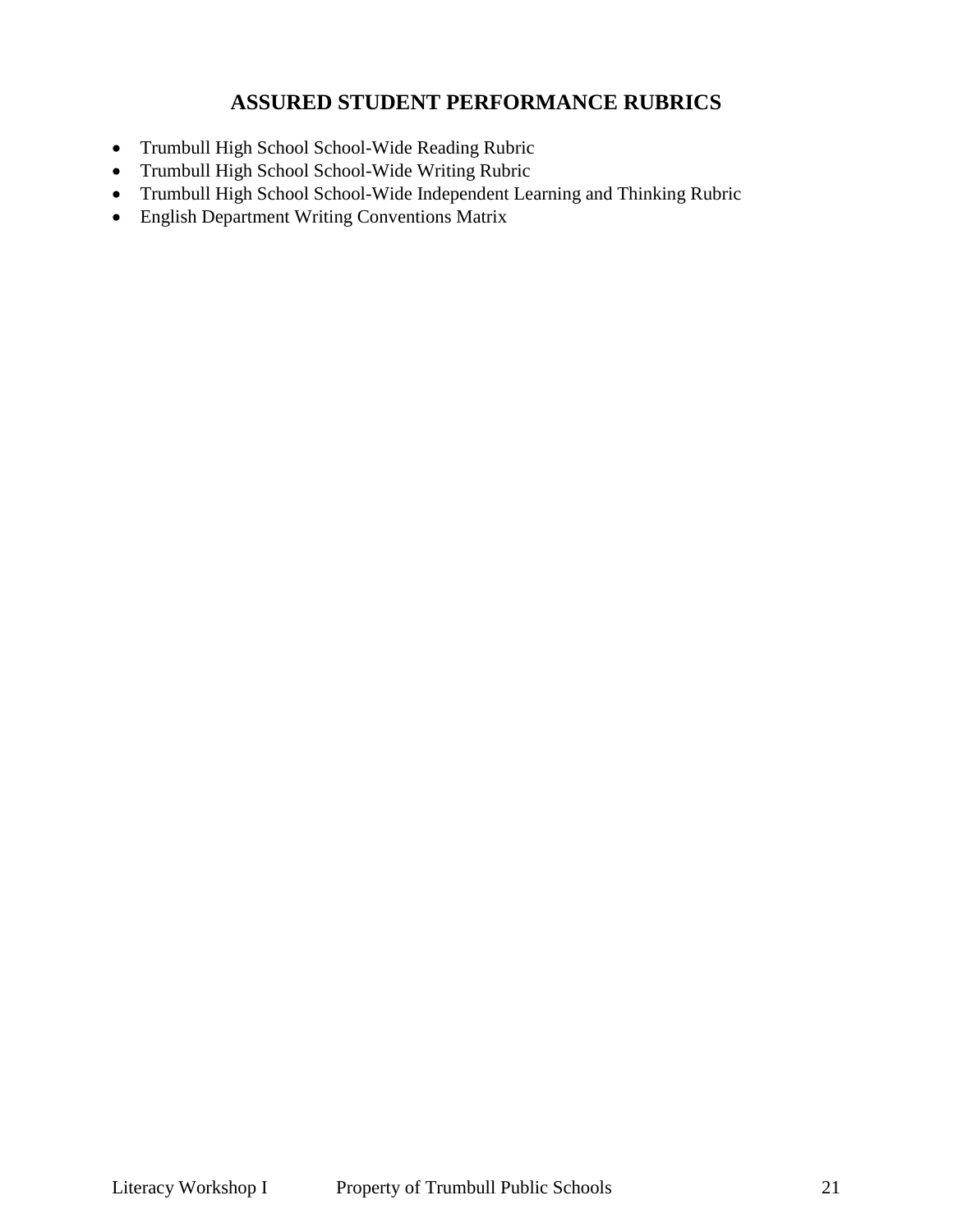## ASSURED STUDENT PERFORMANCE RUBRICS

- Trumbull High School School-Wide Reading Rubric
- Trumbull High School School-Wide Writing Rubric
- Trumbull High School School-Wide Independent Learning and Thinking Rubric
- English Department Writing Conventions Matrix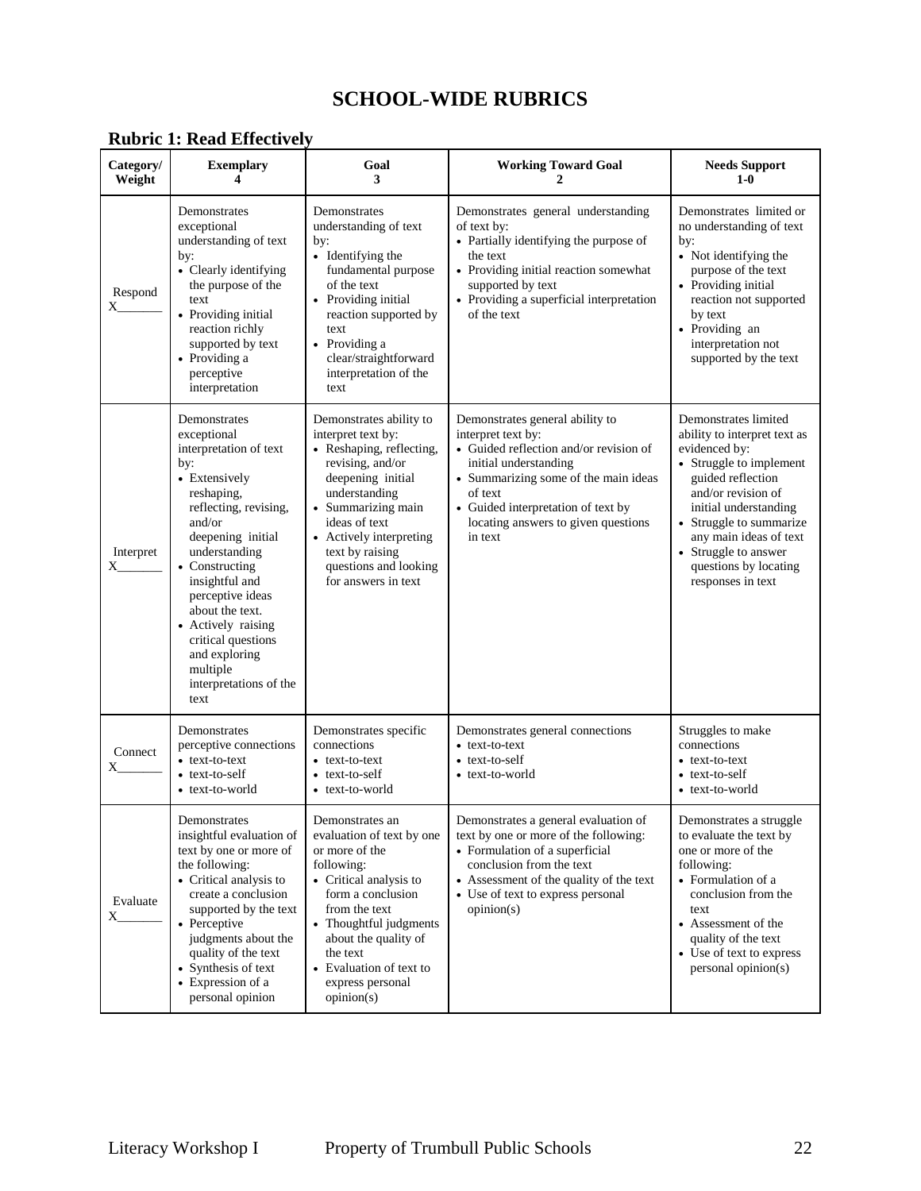# SCHOOL-WIDE RUBRICS

## Rubric 1: Read Effectively

| Category/ Weight | Exemplary 4 | Goal 3 | Working Toward Goal 2 | Needs Support 1-0 |
|---|---|---|---|---|
| Respond X_______ | Demonstrates exceptional understanding of text by: • Clearly identifying the purpose of the text • Providing initial reaction richly supported by text • Providing a perceptive interpretation | Demonstrates understanding of text by: • Identifying the fundamental purpose of the text • Providing initial reaction supported by text • Providing a clear/straightforward interpretation of the text | Demonstrates general understanding of text by: • Partially identifying the purpose of the text • Providing initial reaction somewhat supported by text • Providing a superficial interpretation of the text | Demonstrates limited or no understanding of text by: • Not identifying the purpose of the text • Providing initial reaction not supported by text • Providing an interpretation not supported by the text |
| Interpret X_______ | Demonstrates exceptional interpretation of text by: • Extensively reshaping, reflecting, revising, and/or deepening initial understanding • Constructing insightful and perceptive ideas about the text. • Actively raising critical questions and exploring multiple interpretations of the text | Demonstrates ability to interpret text by: • Reshaping, reflecting, revising, and/or deepening initial understanding • Summarizing main ideas of text • Actively interpreting text by raising questions and looking for answers in text | Demonstrates general ability to interpret text by: • Guided reflection and/or revision of initial understanding • Summarizing some of the main ideas of text • Guided interpretation of text by locating answers to given questions in text | Demonstrates limited ability to interpret text as evidenced by: • Struggle to implement guided reflection and/or revision of initial understanding • Struggle to summarize any main ideas of text • Struggle to answer questions by locating responses in text |
| Connect X_______ | Demonstrates perceptive connections • text-to-text • text-to-self • text-to-world | Demonstrates specific connections • text-to-text • text-to-self • text-to-world | Demonstrates general connections • text-to-text • text-to-self • text-to-world | Struggles to make connections • text-to-text • text-to-self • text-to-world |
| Evaluate X_______ | Demonstrates insightful evaluation of text by one or more of the following: • Critical analysis to create a conclusion supported by the text • Perceptive judgments about the quality of the text • Synthesis of text • Expression of a personal opinion | Demonstrates an evaluation of text by one or more of the following: • Critical analysis to form a conclusion from the text • Thoughtful judgments about the quality of the text • Evaluation of text to express personal opinion(s) | Demonstrates a general evaluation of text by one or more of the following: • Formulation of a superficial conclusion from the text • Assessment of the quality of the text • Use of text to express personal opinion(s) | Demonstrates a struggle to evaluate the text by one or more of the following: • Formulation of a conclusion from the text • Assessment of the quality of the text • Use of text to express personal opinion(s) |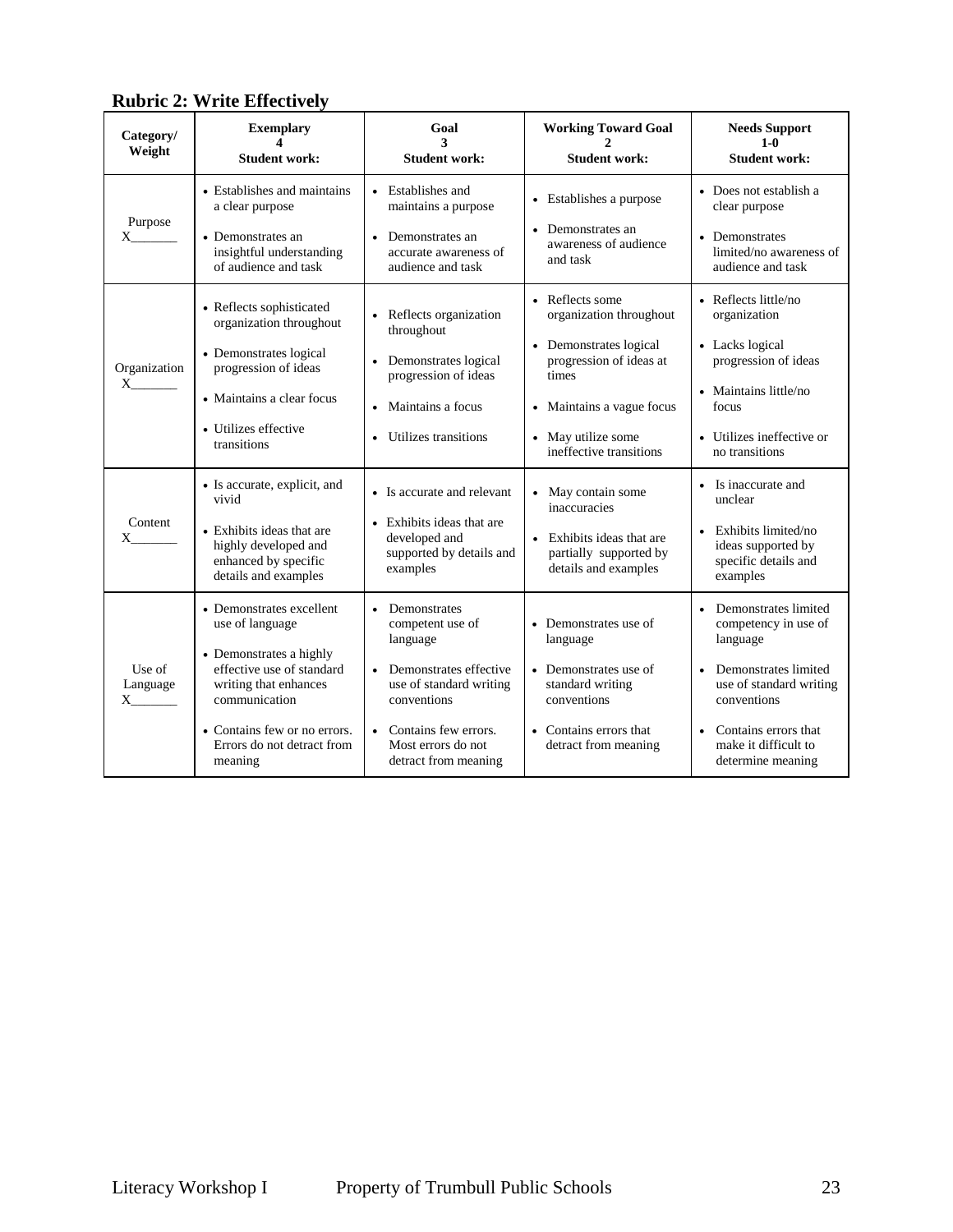**Rubric 2: Write Effectively**

| Category/ Weight | Exemplary 4 Student work: | Goal 3 Student work: | Working Toward Goal 2 Student work: | Needs Support 1-0 Student work: |
|---|---|---|---|---|
| Purpose X_______ | • Establishes and maintains a clear purpose<br>• Demonstrates an insightful understanding of audience and task | • Establishes and maintains a purpose<br>• Demonstrates an accurate awareness of audience and task | • Establishes a purpose<br>• Demonstrates an awareness of audience and task | • Does not establish a clear purpose<br>• Demonstrates limited/no awareness of audience and task |
| Organization X_______ | • Reflects sophisticated organization throughout<br>• Demonstrates logical progression of ideas<br>• Maintains a clear focus<br>• Utilizes effective transitions | • Reflects organization throughout<br>• Demonstrates logical progression of ideas<br>• Maintains a focus<br>• Utilizes transitions | • Reflects some organization throughout<br>• Demonstrates logical progression of ideas at times<br>• Maintains a vague focus<br>• May utilize some ineffective transitions | • Reflects little/no organization<br>• Lacks logical progression of ideas<br>• Maintains little/no focus<br>• Utilizes ineffective or no transitions |
| Content X_______ | • Is accurate, explicit, and vivid<br>• Exhibits ideas that are highly developed and enhanced by specific details and examples | • Is accurate and relevant<br>• Exhibits ideas that are developed and supported by details and examples | • May contain some inaccuracies<br>• Exhibits ideas that are partially supported by details and examples | • Is inaccurate and unclear<br>• Exhibits limited/no ideas supported by specific details and examples |
| Use of Language X_______ | • Demonstrates excellent use of language<br>• Demonstrates a highly effective use of standard writing that enhances communication<br>• Contains few or no errors. Errors do not detract from meaning | • Demonstrates competent use of language<br>• Demonstrates effective use of standard writing conventions<br>• Contains few errors. Most errors do not detract from meaning | • Demonstrates use of language<br>• Demonstrates use of standard writing conventions<br>• Contains errors that detract from meaning | • Demonstrates limited competency in use of language<br>• Demonstrates limited use of standard writing conventions<br>• Contains errors that make it difficult to determine meaning |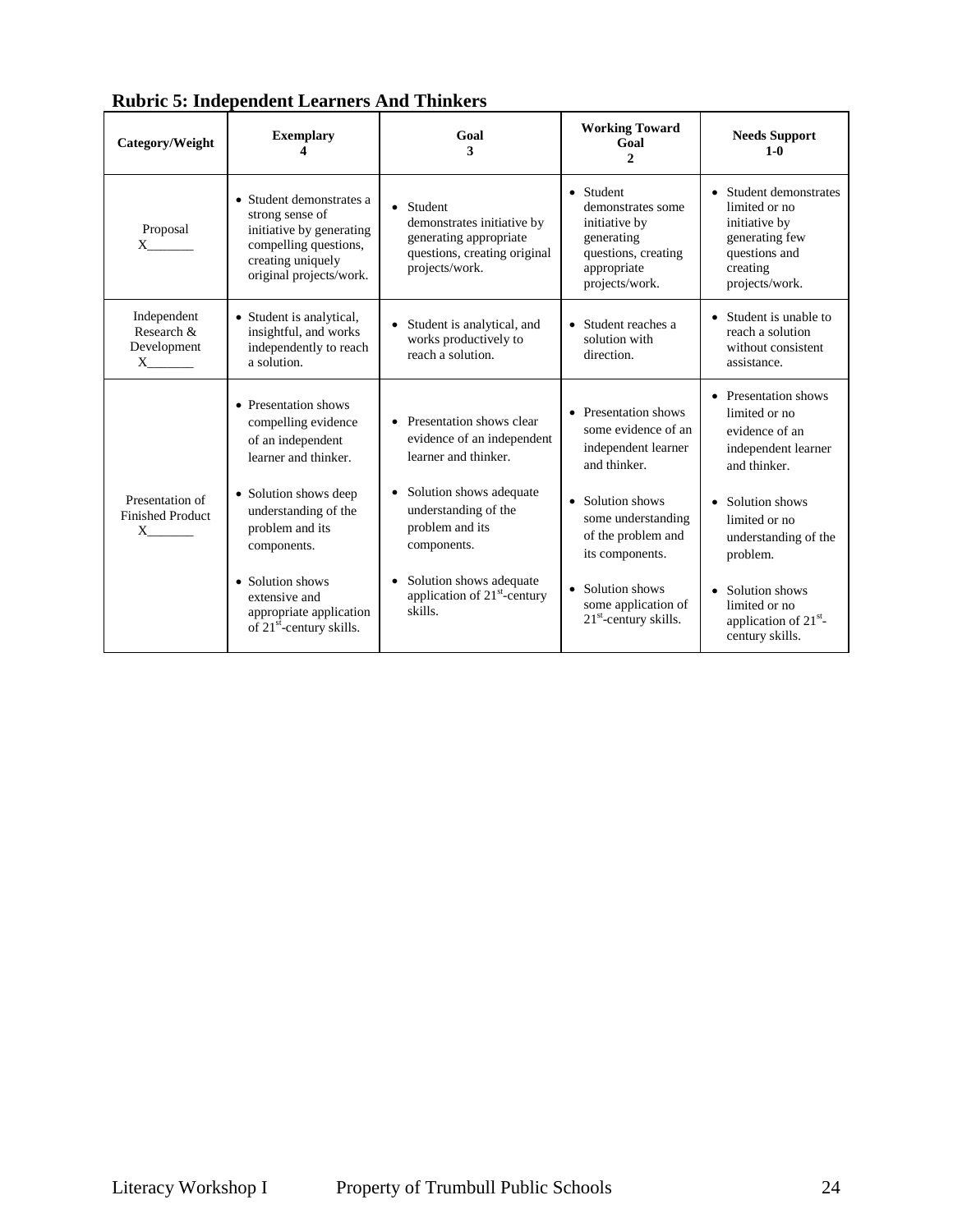**Rubric 5: Independent Learners And Thinkers**

| Category/Weight | Exemplary 4 | Goal 3 | Working Toward Goal 2 | Needs Support 1-0 |
|---|---|---|---|---|
| Proposal X_______ | • Student demonstrates a strong sense of initiative by generating compelling questions, creating uniquely original projects/work. | • Student demonstrates initiative by generating appropriate questions, creating original projects/work. | • Student demonstrates some initiative by generating questions, creating appropriate projects/work. | • Student demonstrates limited or no initiative by generating few questions and creating projects/work. |
| Independent Research & Development X_______ | • Student is analytical, insightful, and works independently to reach a solution. | • Student is analytical, and works productively to reach a solution. | • Student reaches a solution with direction. | • Student is unable to reach a solution without consistent assistance. |
| Presentation of Finished Product X_______ | • Presentation shows compelling evidence of an independent learner and thinker.<br>• Solution shows deep understanding of the problem and its components.<br>• Solution shows extensive and appropriate application of 21st-century skills. | • Presentation shows clear evidence of an independent learner and thinker.<br>• Solution shows adequate understanding of the problem and its components.<br>• Solution shows adequate application of 21st-century skills. | • Presentation shows some evidence of an independent learner and thinker.<br>• Solution shows some understanding of the problem and its components.<br>• Solution shows some application of 21st-century skills. | • Presentation shows limited or no evidence of an independent learner and thinker.<br>• Solution shows limited or no understanding of the problem.<br>• Solution shows limited or no application of 21st-century skills. |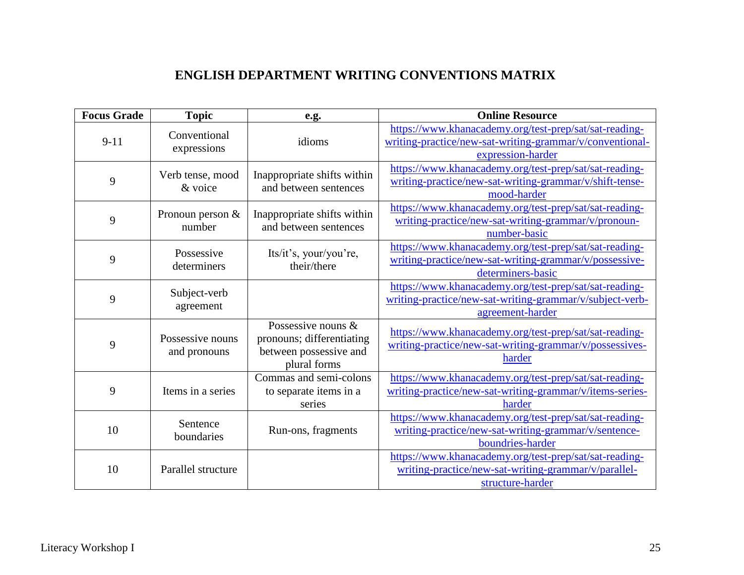# ENGLISH DEPARTMENT WRITING CONVENTIONS MATRIX

| Focus Grade | Topic | e.g. | Online Resource |
|---|---|---|---|
| 9-11 | Conventional expressions | idioms | https://www.khanacademy.org/test-prep/sat/sat-reading-writing-practice/new-sat-writing-grammar/v/conventional-expression-harder |
| 9 | Verb tense, mood & voice | Inappropriate shifts within and between sentences | https://www.khanacademy.org/test-prep/sat/sat-reading-writing-practice/new-sat-writing-grammar/v/shift-tense-mood-harder |
| 9 | Pronoun person & number | Inappropriate shifts within and between sentences | https://www.khanacademy.org/test-prep/sat/sat-reading-writing-practice/new-sat-writing-grammar/v/pronoun-number-basic |
| 9 | Possessive determiners | Its/it's, your/you're, their/there | https://www.khanacademy.org/test-prep/sat/sat-reading-writing-practice/new-sat-writing-grammar/v/possessive-determiners-basic |
| 9 | Subject-verb agreement | | https://www.khanacademy.org/test-prep/sat/sat-reading-writing-practice/new-sat-writing-grammar/v/subject-verb-agreement-harder |
| 9 | Possessive nouns and pronouns | Possessive nouns & pronouns; differentiating between possessive and plural forms | https://www.khanacademy.org/test-prep/sat/sat-reading-writing-practice/new-sat-writing-grammar/v/possessives-harder |
| 9 | Items in a series | Commas and semi-colons to separate items in a series | https://www.khanacademy.org/test-prep/sat/sat-reading-writing-practice/new-sat-writing-grammar/v/items-series-harder |
| 10 | Sentence boundaries | Run-ons, fragments | https://www.khanacademy.org/test-prep/sat/sat-reading-writing-practice/new-sat-writing-grammar/v/sentence-boundries-harder |
| 10 | Parallel structure | | https://www.khanacademy.org/test-prep/sat/sat-reading-writing-practice/new-sat-writing-grammar/v/parallel-structure-harder |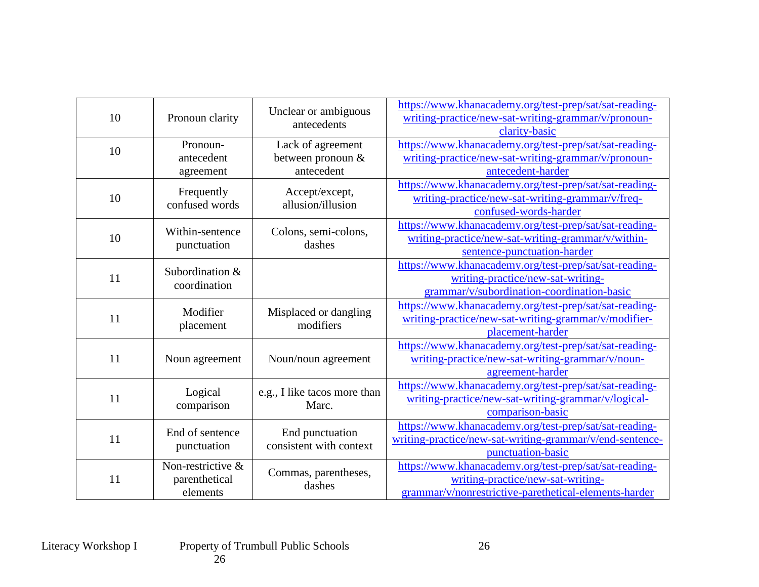| | | | |
|---|---|---|---|
| 10 | Pronoun clarity | Unclear or ambiguous antecedents | https://www.khanacademy.org/test-prep/sat/sat-reading-writing-practice/new-sat-writing-grammar/v/pronoun-clarity-basic |
| 10 | Pronoun-antecedent agreement | Lack of agreement between pronoun & antecedent | https://www.khanacademy.org/test-prep/sat/sat-reading-writing-practice/new-sat-writing-grammar/v/pronoun-antecedent-harder |
| 10 | Frequently confused words | Accept/except, allusion/illusion | https://www.khanacademy.org/test-prep/sat/sat-reading-writing-practice/new-sat-writing-grammar/v/freq-confused-words-harder |
| 10 | Within-sentence punctuation | Colons, semi-colons, dashes | https://www.khanacademy.org/test-prep/sat/sat-reading-writing-practice/new-sat-writing-grammar/v/within-sentence-punctuation-harder |
| 11 | Subordination & coordination | | https://www.khanacademy.org/test-prep/sat/sat-reading-writing-practice/new-sat-writing-grammar/v/subordination-coordination-basic |
| 11 | Modifier placement | Misplaced or dangling modifiers | https://www.khanacademy.org/test-prep/sat/sat-reading-writing-practice/new-sat-writing-grammar/v/modifier-placement-harder |
| 11 | Noun agreement | Noun/noun agreement | https://www.khanacademy.org/test-prep/sat/sat-reading-writing-practice/new-sat-writing-grammar/v/noun-agreement-harder |
| 11 | Logical comparison | e.g., I like tacos more than Marc. | https://www.khanacademy.org/test-prep/sat/sat-reading-writing-practice/new-sat-writing-grammar/v/logical-comparison-basic |
| 11 | End of sentence punctuation | End punctuation consistent with context | https://www.khanacademy.org/test-prep/sat/sat-reading-writing-practice/new-sat-writing-grammar/v/end-sentence-punctuation-basic |
| 11 | Non-restrictive & parenthetical elements | Commas, parentheses, dashes | https://www.khanacademy.org/test-prep/sat/sat-reading-writing-practice/new-sat-writing-grammar/v/nonrestrictive-parethetical-elements-harder |